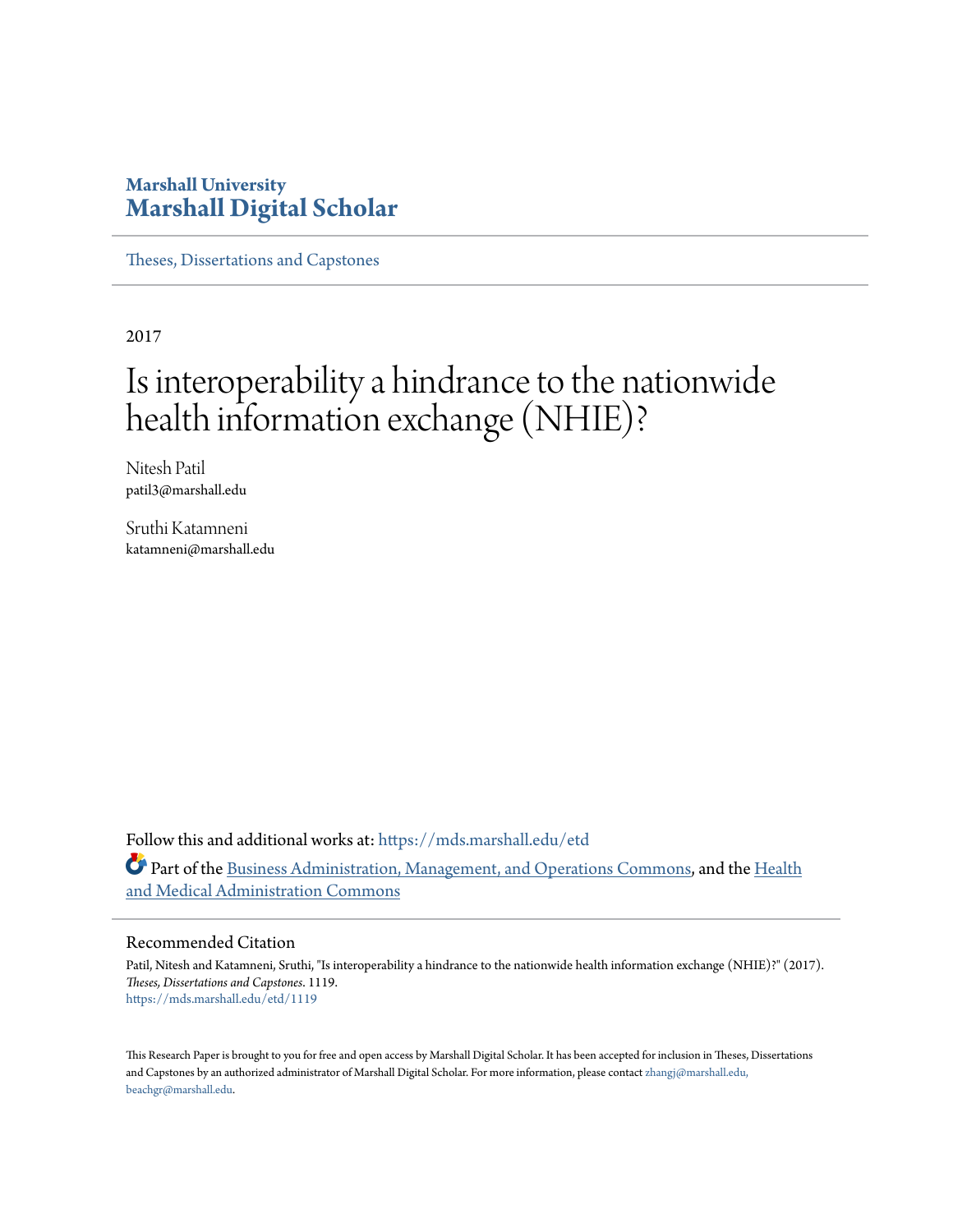Marshall University

# Marshall Digital Scholar

Theses, Dissertations and Capstones

2017

# Is interoperability a hindrance to the nationwide health information exchange (NHIE)?

Nitesh Patil
patil3@marshall.edu

Sruthi Katamneni
katamneni@marshall.edu

Follow this and additional works at: https://mds.marshall.edu/etd

Part of the Business Administration, Management, and Operations Commons, and the Health and Medical Administration Commons

## Recommended Citation

Patil, Nitesh and Katamneni, Sruthi, "Is interoperability a hindrance to the nationwide health information exchange (NHIE)?" (2017). *Theses, Dissertations and Capstones*. 1119.
https://mds.marshall.edu/etd/1119

This Research Paper is brought to you for free and open access by Marshall Digital Scholar. It has been accepted for inclusion in Theses, Dissertations and Capstones by an authorized administrator of Marshall Digital Scholar. For more information, please contact zhangj@marshall.edu, beachgr@marshall.edu.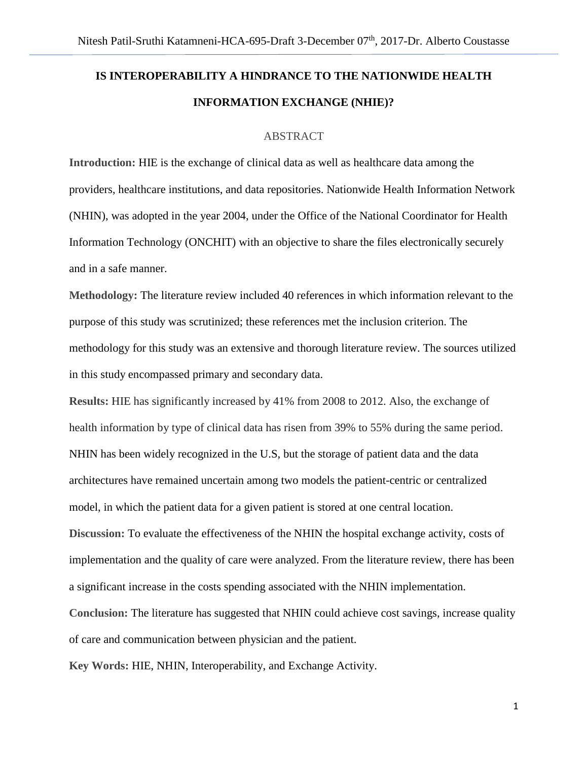# IS INTEROPERABILITY A HINDRANCE TO THE NATIONWIDE HEALTH INFORMATION EXCHANGE (NHIE)?

## ABSTRACT

**Introduction:** HIE is the exchange of clinical data as well as healthcare data among the providers, healthcare institutions, and data repositories. Nationwide Health Information Network (NHIN), was adopted in the year 2004, under the Office of the National Coordinator for Health Information Technology (ONCHIT) with an objective to share the files electronically securely and in a safe manner.

**Methodology:** The literature review included 40 references in which information relevant to the purpose of this study was scrutinized; these references met the inclusion criterion. The methodology for this study was an extensive and thorough literature review. The sources utilized in this study encompassed primary and secondary data.

**Results:** HIE has significantly increased by 41% from 2008 to 2012. Also, the exchange of health information by type of clinical data has risen from 39% to 55% during the same period. NHIN has been widely recognized in the U.S, but the storage of patient data and the data architectures have remained uncertain among two models the patient-centric or centralized model, in which the patient data for a given patient is stored at one central location.

**Discussion:** To evaluate the effectiveness of the NHIN the hospital exchange activity, costs of implementation and the quality of care were analyzed. From the literature review, there has been a significant increase in the costs spending associated with the NHIN implementation.

**Conclusion:** The literature has suggested that NHIN could achieve cost savings, increase quality of care and communication between physician and the patient.

**Key Words:** HIE, NHIN, Interoperability, and Exchange Activity.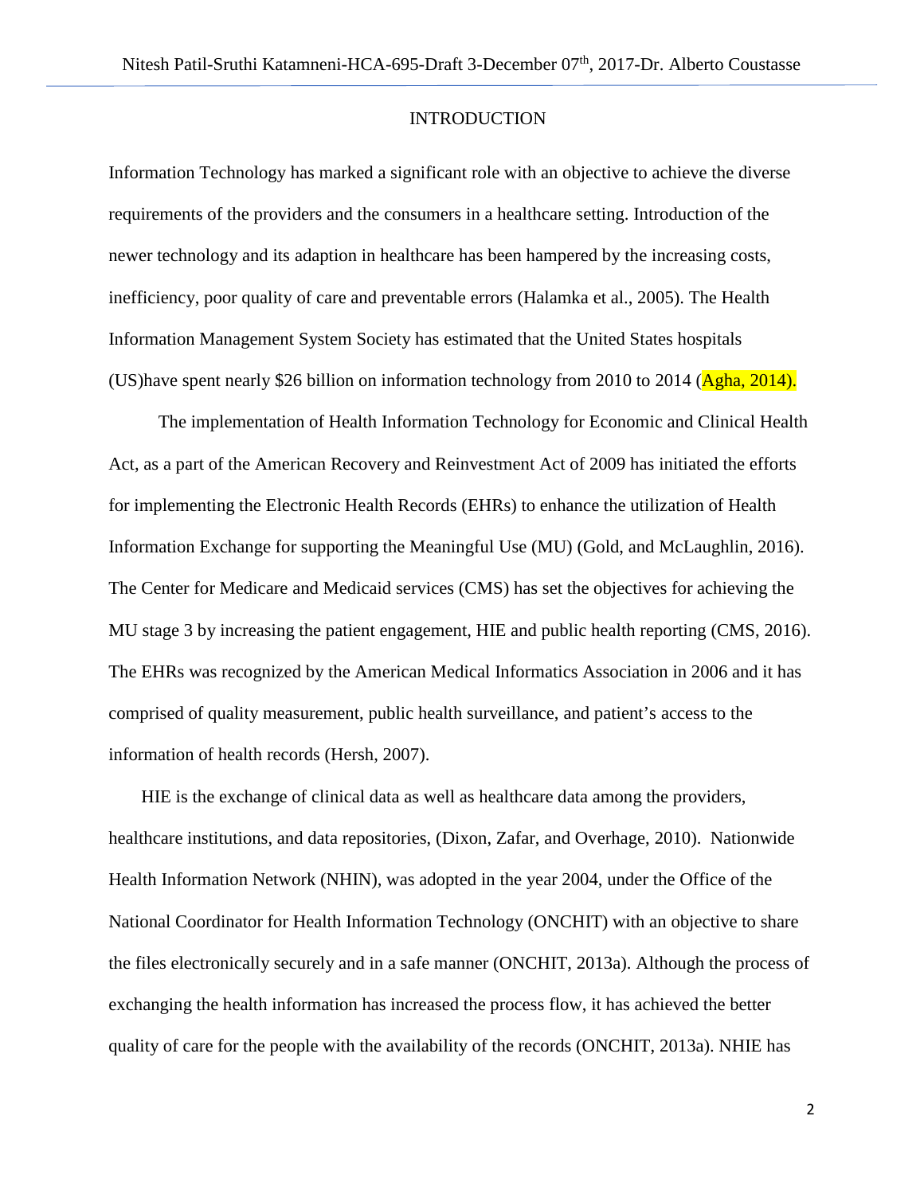# INTRODUCTION

Information Technology has marked a significant role with an objective to achieve the diverse requirements of the providers and the consumers in a healthcare setting. Introduction of the newer technology and its adaption in healthcare has been hampered by the increasing costs, inefficiency, poor quality of care and preventable errors (Halamka et al., 2005). The Health Information Management System Society has estimated that the United States hospitals (US)have spent nearly $26 billion on information technology from 2010 to 2014 (Agha, 2014).

The implementation of Health Information Technology for Economic and Clinical Health Act, as a part of the American Recovery and Reinvestment Act of 2009 has initiated the efforts for implementing the Electronic Health Records (EHRs) to enhance the utilization of Health Information Exchange for supporting the Meaningful Use (MU) (Gold, and McLaughlin, 2016). The Center for Medicare and Medicaid services (CMS) has set the objectives for achieving the MU stage 3 by increasing the patient engagement, HIE and public health reporting (CMS, 2016). The EHRs was recognized by the American Medical Informatics Association in 2006 and it has comprised of quality measurement, public health surveillance, and patient's access to the information of health records (Hersh, 2007).

HIE is the exchange of clinical data as well as healthcare data among the providers, healthcare institutions, and data repositories, (Dixon, Zafar, and Overhage, 2010). Nationwide Health Information Network (NHIN), was adopted in the year 2004, under the Office of the National Coordinator for Health Information Technology (ONCHIT) with an objective to share the files electronically securely and in a safe manner (ONCHIT, 2013a). Although the process of exchanging the health information has increased the process flow, it has achieved the better quality of care for the people with the availability of the records (ONCHIT, 2013a). NHIE has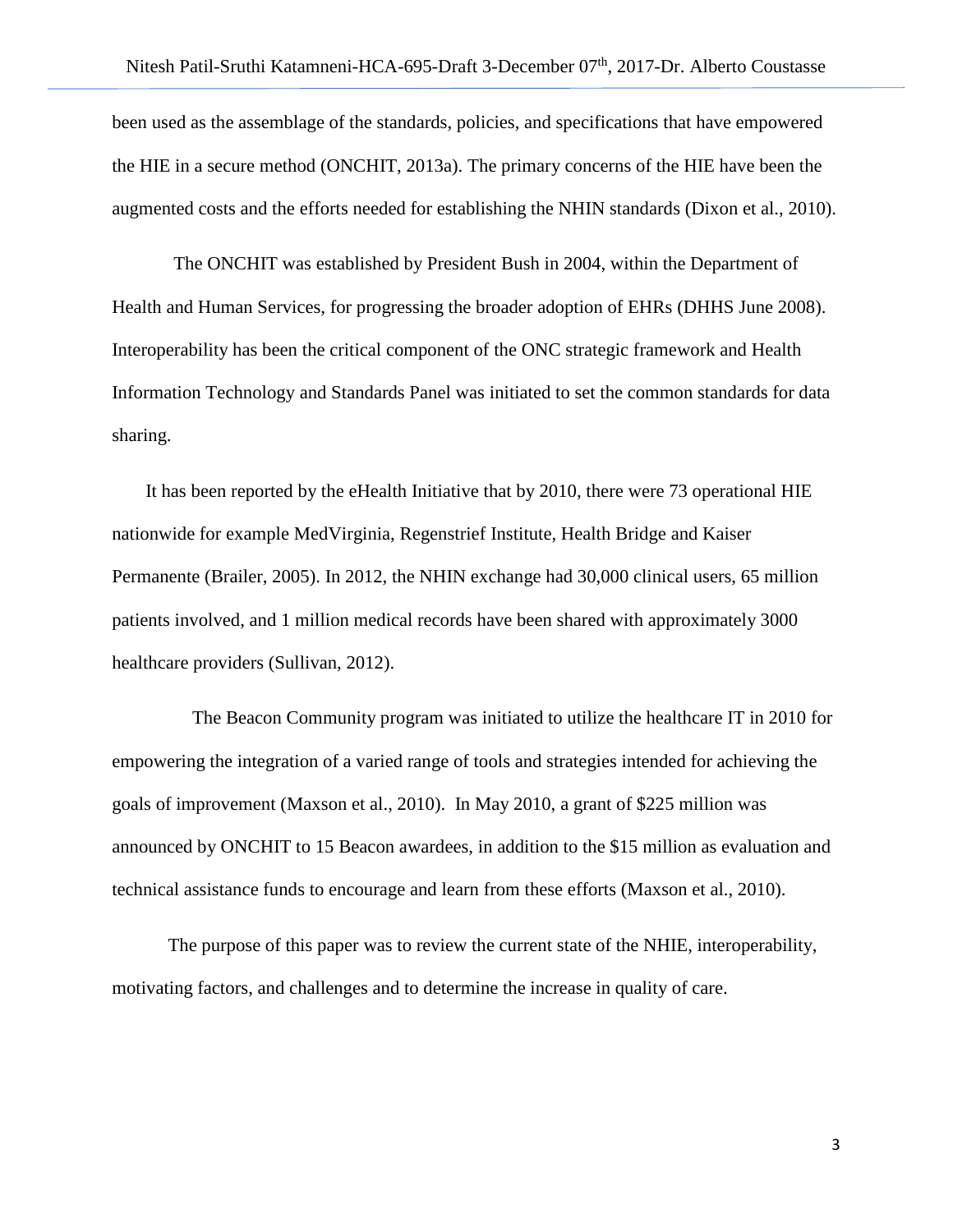been used as the assemblage of the standards, policies, and specifications that have empowered the HIE in a secure method (ONCHIT, 2013a). The primary concerns of the HIE have been the augmented costs and the efforts needed for establishing the NHIN standards (Dixon et al., 2010).

The ONCHIT was established by President Bush in 2004, within the Department of Health and Human Services, for progressing the broader adoption of EHRs (DHHS June 2008). Interoperability has been the critical component of the ONC strategic framework and Health Information Technology and Standards Panel was initiated to set the common standards for data sharing.

It has been reported by the eHealth Initiative that by 2010, there were 73 operational HIE nationwide for example MedVirginia, Regenstrief Institute, Health Bridge and Kaiser Permanente (Brailer, 2005). In 2012, the NHIN exchange had 30,000 clinical users, 65 million patients involved, and 1 million medical records have been shared with approximately 3000 healthcare providers (Sullivan, 2012).

The Beacon Community program was initiated to utilize the healthcare IT in 2010 for empowering the integration of a varied range of tools and strategies intended for achieving the goals of improvement (Maxson et al., 2010). In May 2010, a grant of $225 million was announced by ONCHIT to 15 Beacon awardees, in addition to the $15 million as evaluation and technical assistance funds to encourage and learn from these efforts (Maxson et al., 2010).

The purpose of this paper was to review the current state of the NHIE, interoperability, motivating factors, and challenges and to determine the increase in quality of care.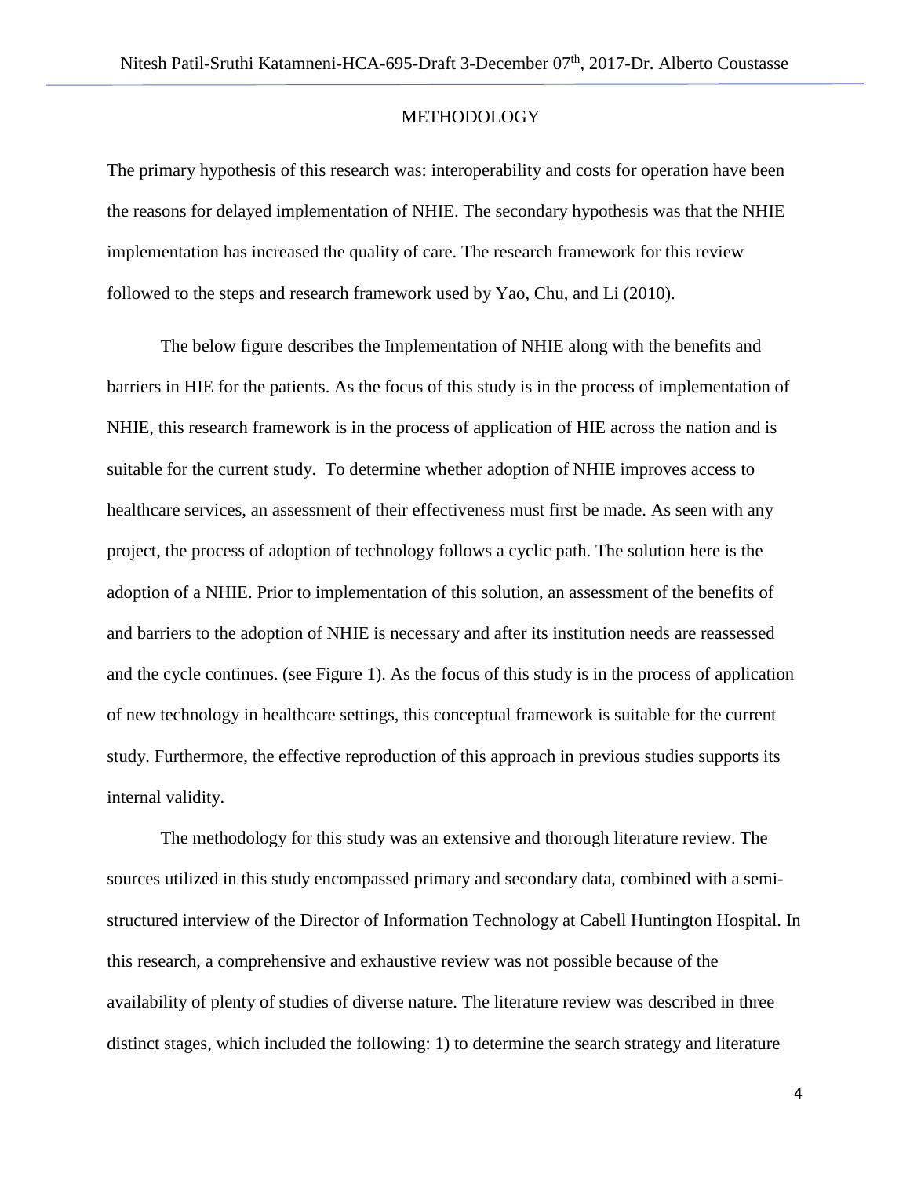## METHODOLOGY

The primary hypothesis of this research was: interoperability and costs for operation have been the reasons for delayed implementation of NHIE. The secondary hypothesis was that the NHIE implementation has increased the quality of care. The research framework for this review followed to the steps and research framework used by Yao, Chu, and Li (2010).

The below figure describes the Implementation of NHIE along with the benefits and barriers in HIE for the patients. As the focus of this study is in the process of implementation of NHIE, this research framework is in the process of application of HIE across the nation and is suitable for the current study. To determine whether adoption of NHIE improves access to healthcare services, an assessment of their effectiveness must first be made. As seen with any project, the process of adoption of technology follows a cyclic path. The solution here is the adoption of a NHIE. Prior to implementation of this solution, an assessment of the benefits of and barriers to the adoption of NHIE is necessary and after its institution needs are reassessed and the cycle continues. (see Figure 1). As the focus of this study is in the process of application of new technology in healthcare settings, this conceptual framework is suitable for the current study. Furthermore, the effective reproduction of this approach in previous studies supports its internal validity.

The methodology for this study was an extensive and thorough literature review. The sources utilized in this study encompassed primary and secondary data, combined with a semi-structured interview of the Director of Information Technology at Cabell Huntington Hospital. In this research, a comprehensive and exhaustive review was not possible because of the availability of plenty of studies of diverse nature. The literature review was described in three distinct stages, which included the following: 1) to determine the search strategy and literature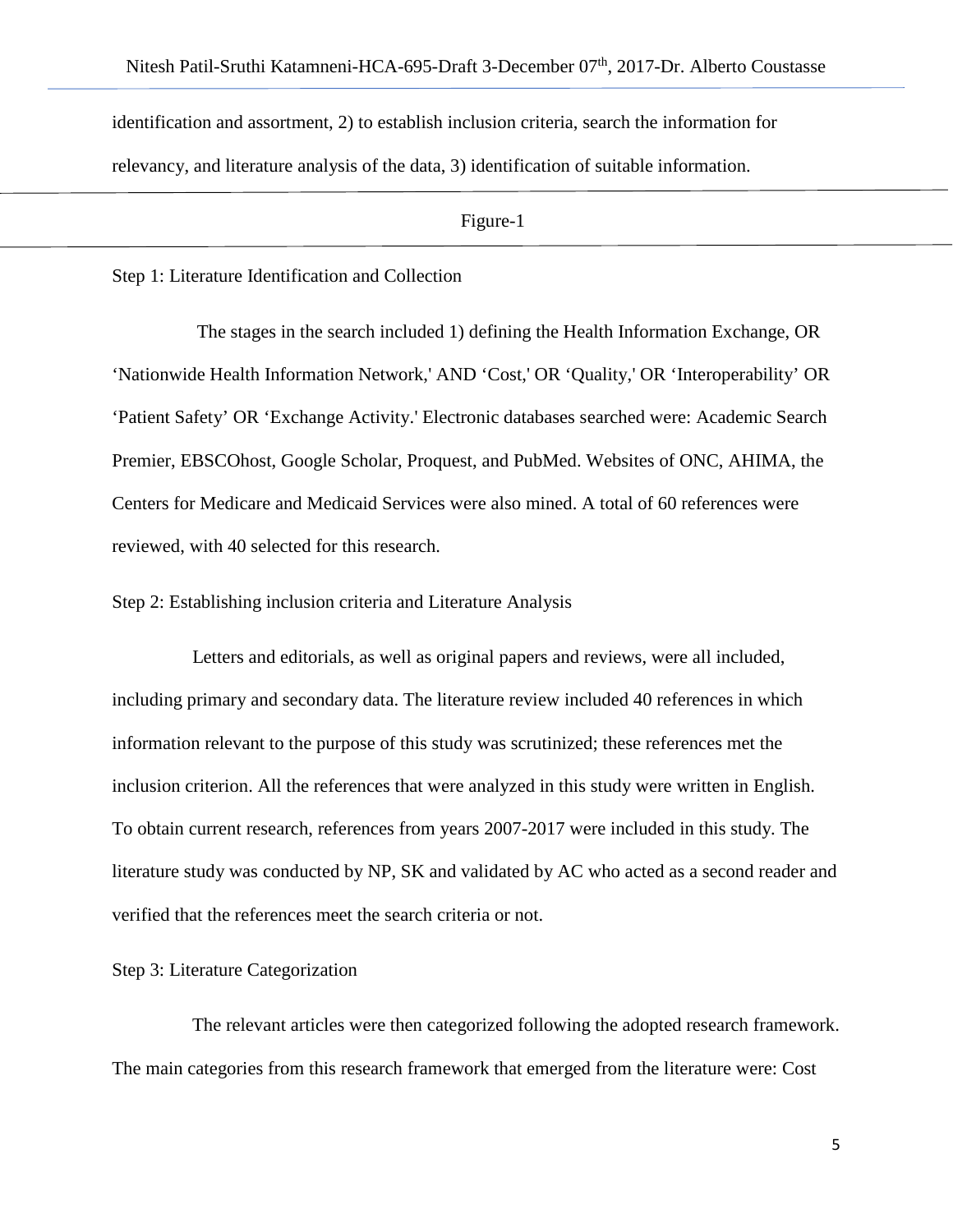identification and assortment, 2) to establish inclusion criteria, search the information for relevancy, and literature analysis of the data, 3) identification of suitable information.

Figure-1

Step 1: Literature Identification and Collection

The stages in the search included 1) defining the Health Information Exchange, OR 'Nationwide Health Information Network,' AND 'Cost,' OR 'Quality,' OR 'Interoperability' OR 'Patient Safety' OR 'Exchange Activity.' Electronic databases searched were: Academic Search Premier, EBSCOhost, Google Scholar, Proquest, and PubMed. Websites of ONC, AHIMA, the Centers for Medicare and Medicaid Services were also mined. A total of 60 references were reviewed, with 40 selected for this research.

Step 2: Establishing inclusion criteria and Literature Analysis

Letters and editorials, as well as original papers and reviews, were all included, including primary and secondary data. The literature review included 40 references in which information relevant to the purpose of this study was scrutinized; these references met the inclusion criterion. All the references that were analyzed in this study were written in English. To obtain current research, references from years 2007-2017 were included in this study. The literature study was conducted by NP, SK and validated by AC who acted as a second reader and verified that the references meet the search criteria or not.

Step 3: Literature Categorization

The relevant articles were then categorized following the adopted research framework. The main categories from this research framework that emerged from the literature were: Cost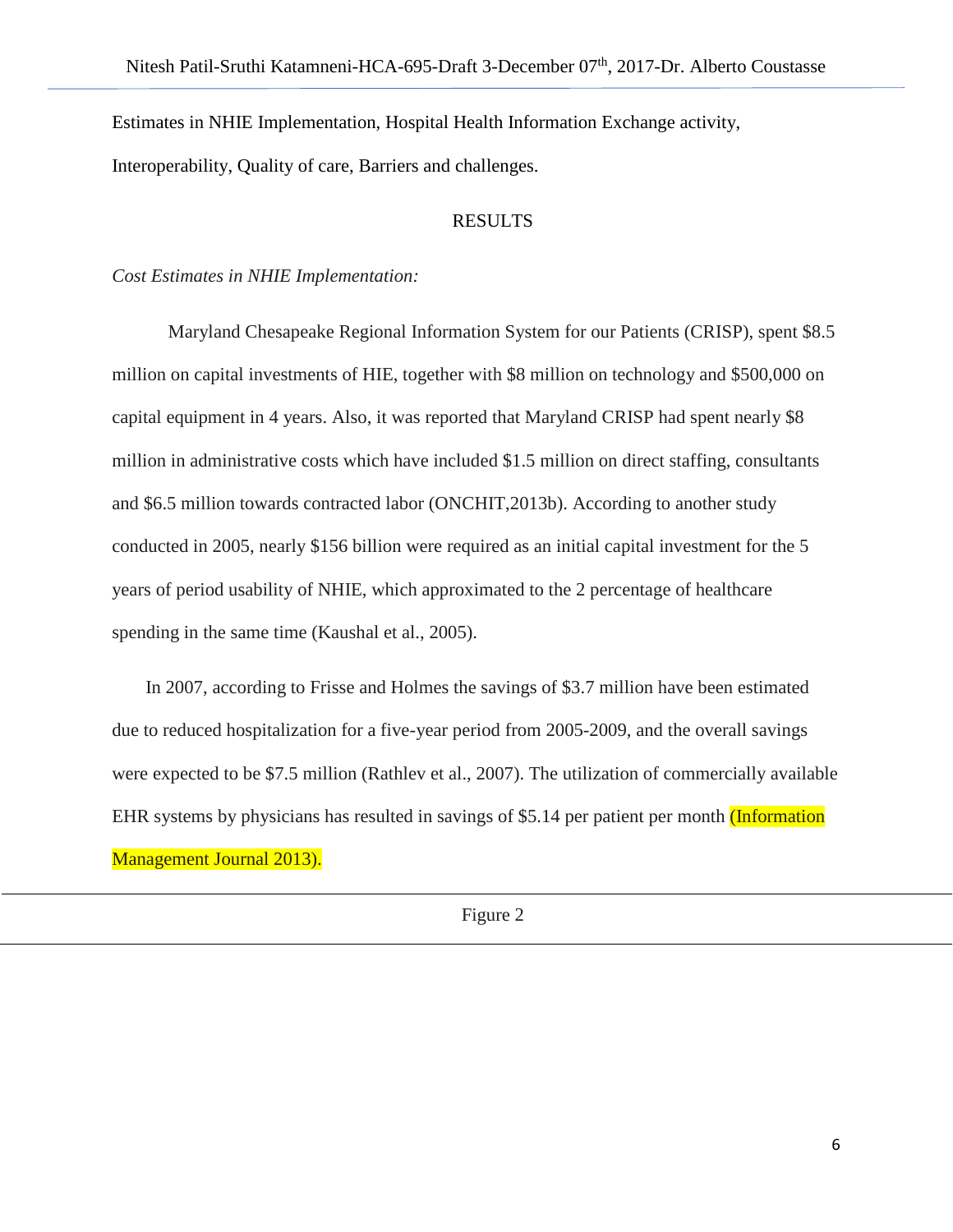Estimates in NHIE Implementation, Hospital Health Information Exchange activity, Interoperability, Quality of care, Barriers and challenges.

## RESULTS

*Cost Estimates in NHIE Implementation:*

Maryland Chesapeake Regional Information System for our Patients (CRISP), spent $8.5 million on capital investments of HIE, together with $8 million on technology and $500,000 on capital equipment in 4 years. Also, it was reported that Maryland CRISP had spent nearly $8 million in administrative costs which have included $1.5 million on direct staffing, consultants and $6.5 million towards contracted labor (ONCHIT,2013b). According to another study conducted in 2005, nearly $156 billion were required as an initial capital investment for the 5 years of period usability of NHIE, which approximated to the 2 percentage of healthcare spending in the same time (Kaushal et al., 2005).

In 2007, according to Frisse and Holmes the savings of $3.7 million have been estimated due to reduced hospitalization for a five-year period from 2005-2009, and the overall savings were expected to be $7.5 million (Rathlev et al., 2007). The utilization of commercially available EHR systems by physicians has resulted in savings of $5.14 per patient per month (Information Management Journal 2013).

Figure 2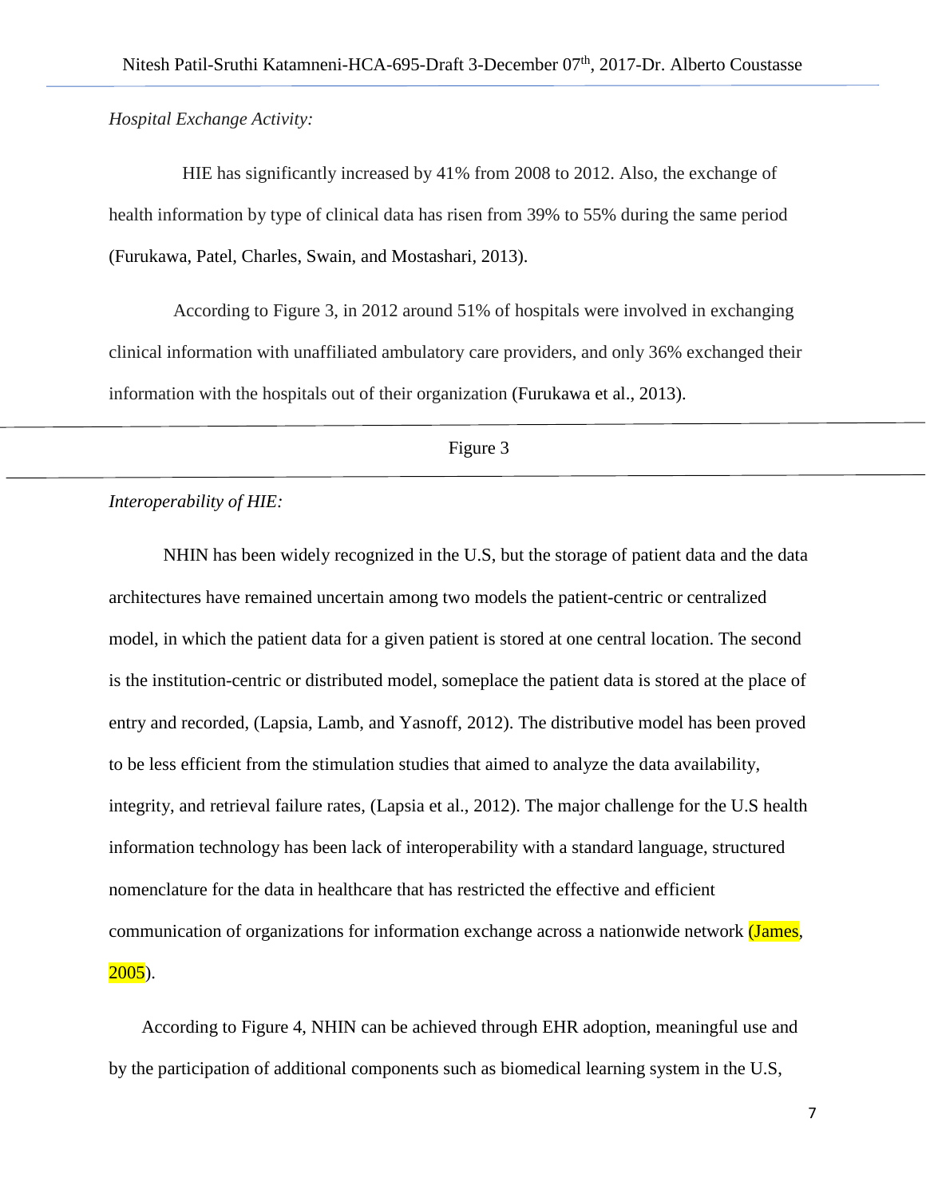*Hospital Exchange Activity:*

HIE has significantly increased by 41% from 2008 to 2012. Also, the exchange of health information by type of clinical data has risen from 39% to 55% during the same period (Furukawa, Patel, Charles, Swain, and Mostashari, 2013).

According to Figure 3, in 2012 around 51% of hospitals were involved in exchanging clinical information with unaffiliated ambulatory care providers, and only 36% exchanged their information with the hospitals out of their organization (Furukawa et al., 2013).

Figure 3

*Interoperability of HIE:*

NHIN has been widely recognized in the U.S, but the storage of patient data and the data architectures have remained uncertain among two models the patient-centric or centralized model, in which the patient data for a given patient is stored at one central location. The second is the institution-centric or distributed model, someplace the patient data is stored at the place of entry and recorded, (Lapsia, Lamb, and Yasnoff, 2012). The distributive model has been proved to be less efficient from the stimulation studies that aimed to analyze the data availability, integrity, and retrieval failure rates, (Lapsia et al., 2012). The major challenge for the U.S health information technology has been lack of interoperability with a standard language, structured nomenclature for the data in healthcare that has restricted the effective and efficient communication of organizations for information exchange across a nationwide network (James, 2005).

According to Figure 4, NHIN can be achieved through EHR adoption, meaningful use and by the participation of additional components such as biomedical learning system in the U.S,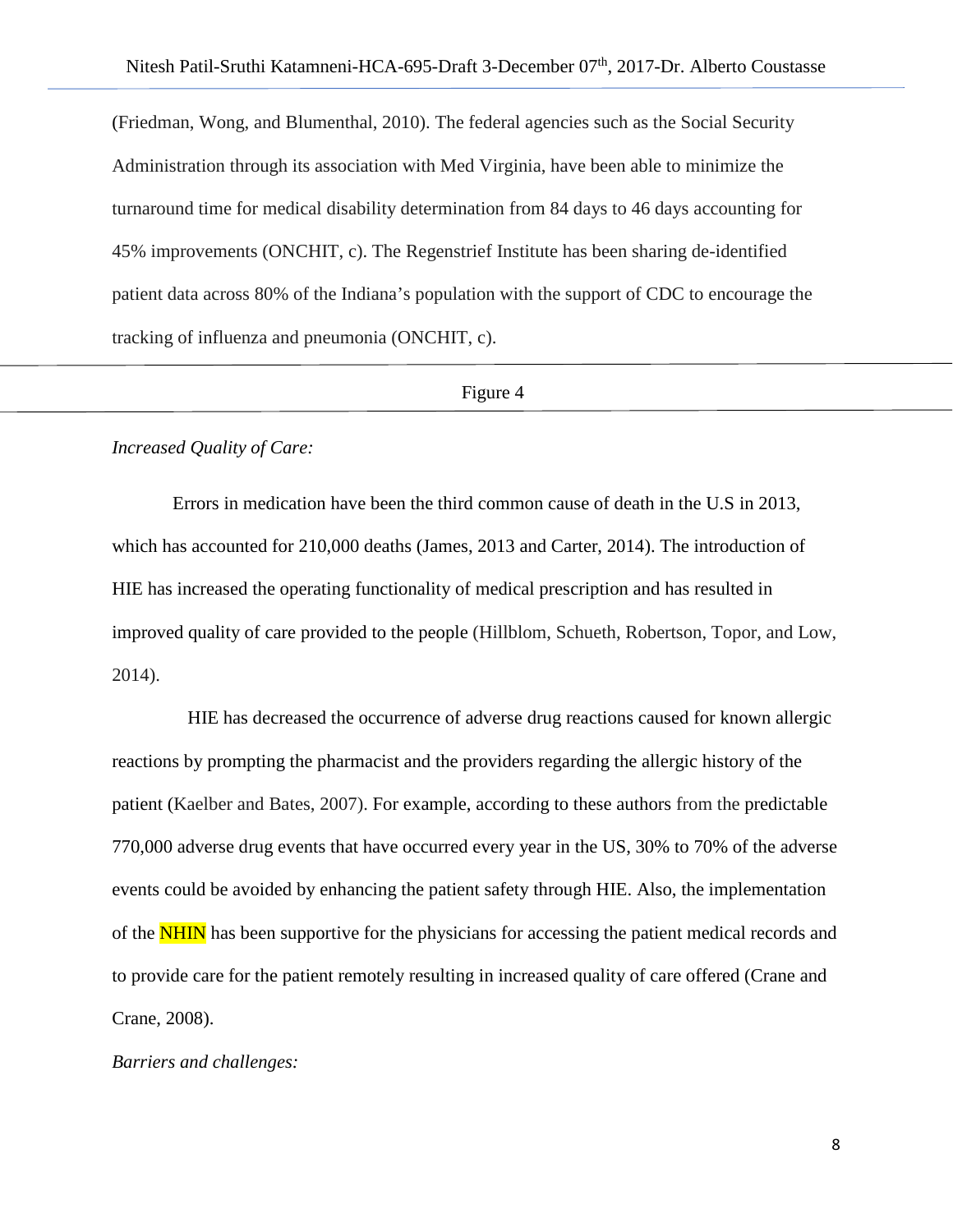(Friedman, Wong, and Blumenthal, 2010). The federal agencies such as the Social Security Administration through its association with Med Virginia, have been able to minimize the turnaround time for medical disability determination from 84 days to 46 days accounting for 45% improvements (ONCHIT, c). The Regenstrief Institute has been sharing de-identified patient data across 80% of the Indiana's population with the support of CDC to encourage the tracking of influenza and pneumonia (ONCHIT, c).

Figure 4

*Increased Quality of Care:*

Errors in medication have been the third common cause of death in the U.S in 2013, which has accounted for 210,000 deaths (James, 2013 and Carter, 2014). The introduction of HIE has increased the operating functionality of medical prescription and has resulted in improved quality of care provided to the people (Hillblom, Schueth, Robertson, Topor, and Low, 2014).

HIE has decreased the occurrence of adverse drug reactions caused for known allergic reactions by prompting the pharmacist and the providers regarding the allergic history of the patient (Kaelber and Bates, 2007). For example, according to these authors from the predictable 770,000 adverse drug events that have occurred every year in the US, 30% to 70% of the adverse events could be avoided by enhancing the patient safety through HIE. Also, the implementation of the NHIN has been supportive for the physicians for accessing the patient medical records and to provide care for the patient remotely resulting in increased quality of care offered (Crane and Crane, 2008).

*Barriers and challenges:*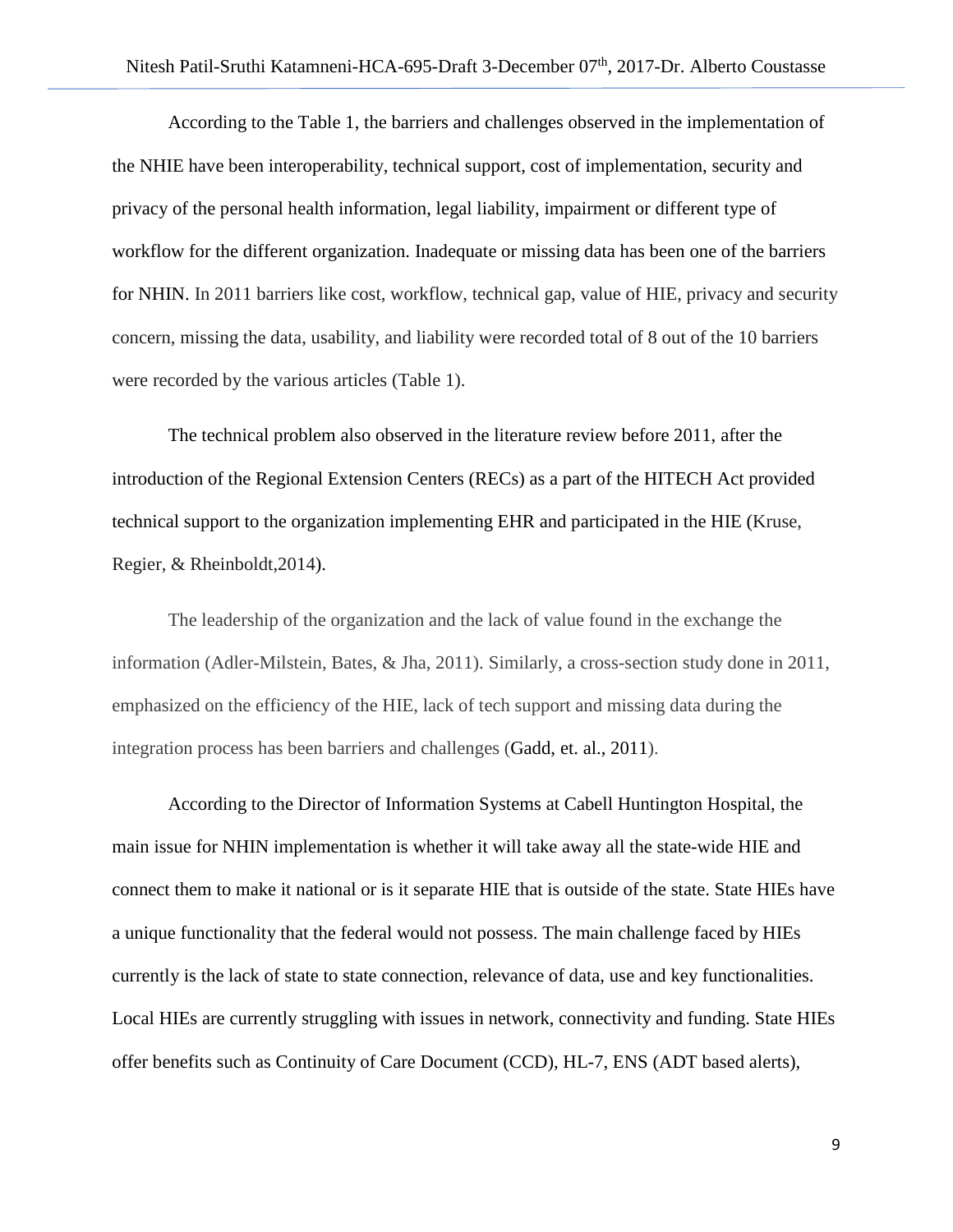According to the Table 1, the barriers and challenges observed in the implementation of the NHIE have been interoperability, technical support, cost of implementation, security and privacy of the personal health information, legal liability, impairment or different type of workflow for the different organization. Inadequate or missing data has been one of the barriers for NHIN. In 2011 barriers like cost, workflow, technical gap, value of HIE, privacy and security concern, missing the data, usability, and liability were recorded total of 8 out of the 10 barriers were recorded by the various articles (Table 1).

The technical problem also observed in the literature review before 2011, after the introduction of the Regional Extension Centers (RECs) as a part of the HITECH Act provided technical support to the organization implementing EHR and participated in the HIE (Kruse, Regier, & Rheinboldt,2014).

The leadership of the organization and the lack of value found in the exchange the information (Adler-Milstein, Bates, & Jha, 2011). Similarly, a cross-section study done in 2011, emphasized on the efficiency of the HIE, lack of tech support and missing data during the integration process has been barriers and challenges (Gadd, et. al., 2011).

According to the Director of Information Systems at Cabell Huntington Hospital, the main issue for NHIN implementation is whether it will take away all the state-wide HIE and connect them to make it national or is it separate HIE that is outside of the state. State HIEs have a unique functionality that the federal would not possess. The main challenge faced by HIEs currently is the lack of state to state connection, relevance of data, use and key functionalities. Local HIEs are currently struggling with issues in network, connectivity and funding. State HIEs offer benefits such as Continuity of Care Document (CCD), HL-7, ENS (ADT based alerts),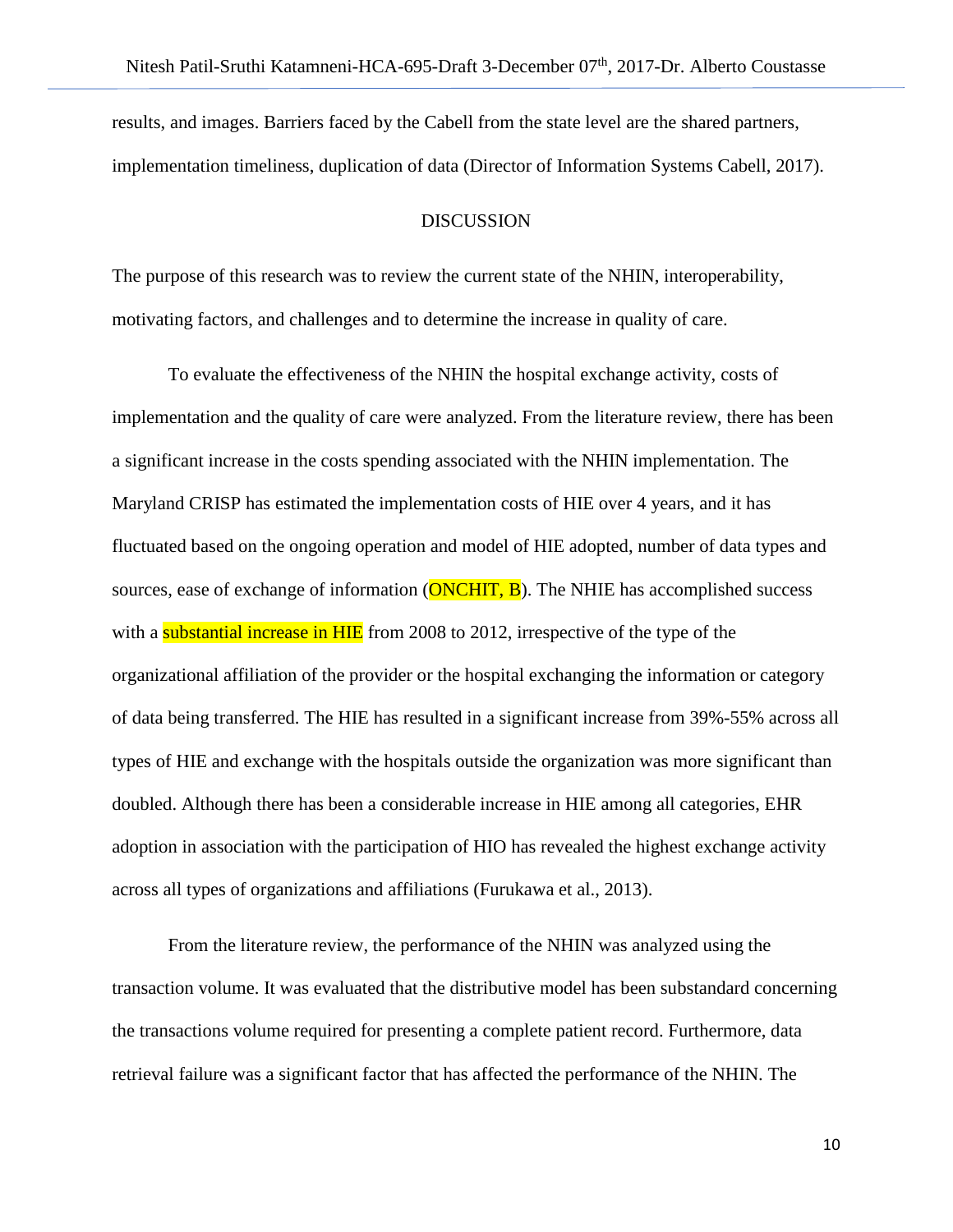results, and images. Barriers faced by the Cabell from the state level are the shared partners, implementation timeliness, duplication of data (Director of Information Systems Cabell, 2017).

## DISCUSSION

The purpose of this research was to review the current state of the NHIN, interoperability, motivating factors, and challenges and to determine the increase in quality of care.

To evaluate the effectiveness of the NHIN the hospital exchange activity, costs of implementation and the quality of care were analyzed. From the literature review, there has been a significant increase in the costs spending associated with the NHIN implementation. The Maryland CRISP has estimated the implementation costs of HIE over 4 years, and it has fluctuated based on the ongoing operation and model of HIE adopted, number of data types and sources, ease of exchange of information (ONCHIT, B). The NHIE has accomplished success with a substantial increase in HIE from 2008 to 2012, irrespective of the type of the organizational affiliation of the provider or the hospital exchanging the information or category of data being transferred. The HIE has resulted in a significant increase from 39%-55% across all types of HIE and exchange with the hospitals outside the organization was more significant than doubled. Although there has been a considerable increase in HIE among all categories, EHR adoption in association with the participation of HIO has revealed the highest exchange activity across all types of organizations and affiliations (Furukawa et al., 2013).

From the literature review, the performance of the NHIN was analyzed using the transaction volume. It was evaluated that the distributive model has been substandard concerning the transactions volume required for presenting a complete patient record. Furthermore, data retrieval failure was a significant factor that has affected the performance of the NHIN. The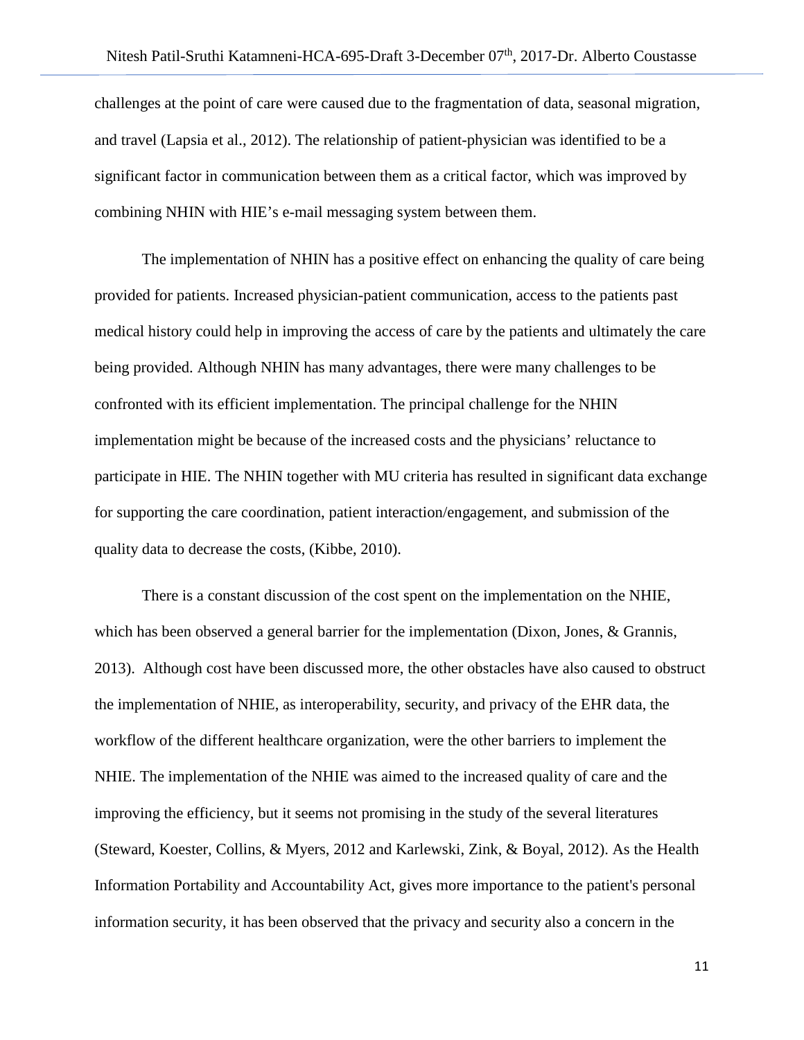challenges at the point of care were caused due to the fragmentation of data, seasonal migration, and travel (Lapsia et al., 2012). The relationship of patient-physician was identified to be a significant factor in communication between them as a critical factor, which was improved by combining NHIN with HIE's e-mail messaging system between them.

The implementation of NHIN has a positive effect on enhancing the quality of care being provided for patients. Increased physician-patient communication, access to the patients past medical history could help in improving the access of care by the patients and ultimately the care being provided. Although NHIN has many advantages, there were many challenges to be confronted with its efficient implementation. The principal challenge for the NHIN implementation might be because of the increased costs and the physicians' reluctance to participate in HIE. The NHIN together with MU criteria has resulted in significant data exchange for supporting the care coordination, patient interaction/engagement, and submission of the quality data to decrease the costs, (Kibbe, 2010).

There is a constant discussion of the cost spent on the implementation on the NHIE, which has been observed a general barrier for the implementation (Dixon, Jones, & Grannis, 2013). Although cost have been discussed more, the other obstacles have also caused to obstruct the implementation of NHIE, as interoperability, security, and privacy of the EHR data, the workflow of the different healthcare organization, were the other barriers to implement the NHIE. The implementation of the NHIE was aimed to the increased quality of care and the improving the efficiency, but it seems not promising in the study of the several literatures (Steward, Koester, Collins, & Myers, 2012 and Karlewski, Zink, & Boyal, 2012). As the Health Information Portability and Accountability Act, gives more importance to the patient's personal information security, it has been observed that the privacy and security also a concern in the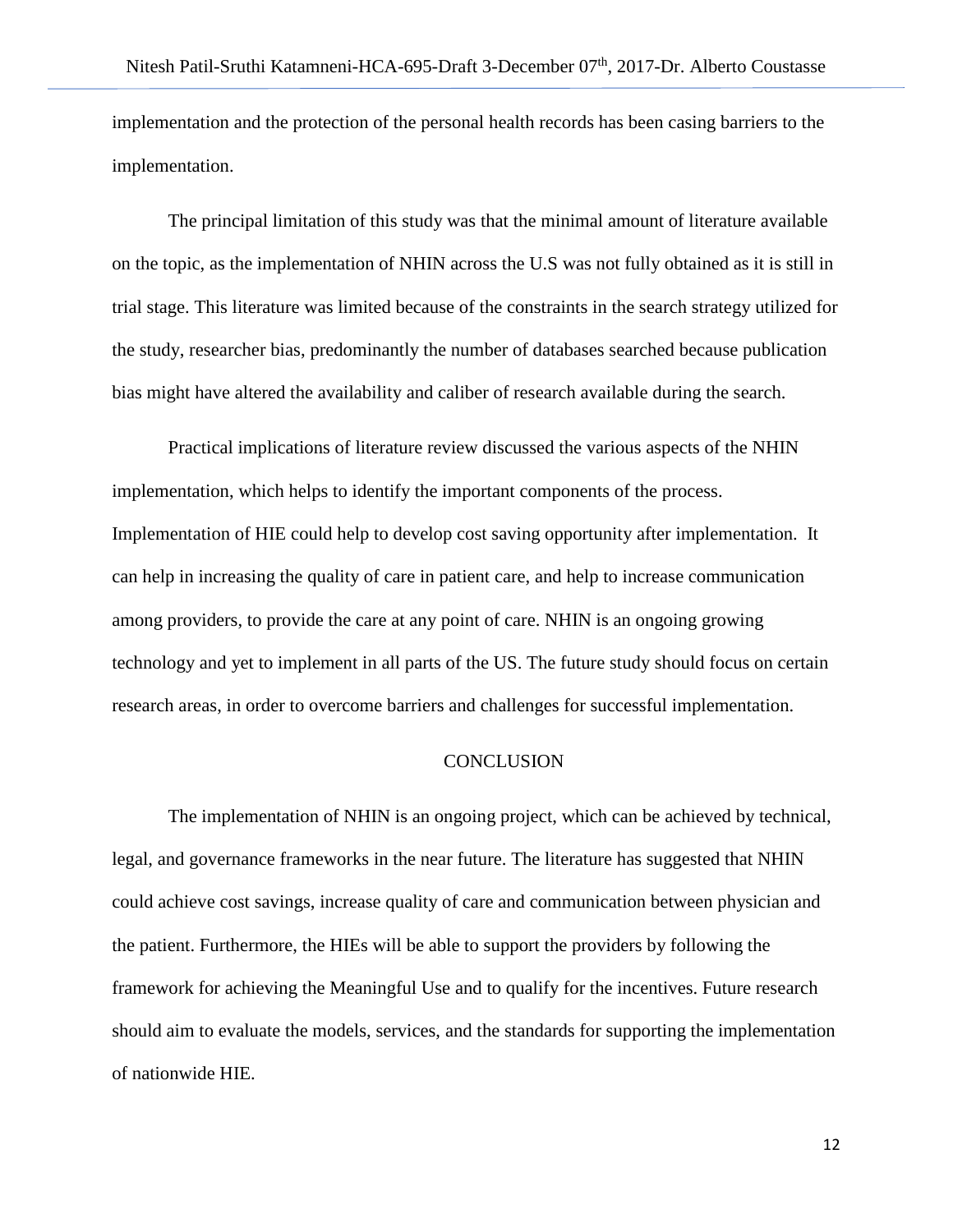implementation and the protection of the personal health records has been casing barriers to the implementation.

The principal limitation of this study was that the minimal amount of literature available on the topic, as the implementation of NHIN across the U.S was not fully obtained as it is still in trial stage. This literature was limited because of the constraints in the search strategy utilized for the study, researcher bias, predominantly the number of databases searched because publication bias might have altered the availability and caliber of research available during the search.

Practical implications of literature review discussed the various aspects of the NHIN implementation, which helps to identify the important components of the process. Implementation of HIE could help to develop cost saving opportunity after implementation. It can help in increasing the quality of care in patient care, and help to increase communication among providers, to provide the care at any point of care. NHIN is an ongoing growing technology and yet to implement in all parts of the US. The future study should focus on certain research areas, in order to overcome barriers and challenges for successful implementation.

## CONCLUSION

The implementation of NHIN is an ongoing project, which can be achieved by technical, legal, and governance frameworks in the near future. The literature has suggested that NHIN could achieve cost savings, increase quality of care and communication between physician and the patient. Furthermore, the HIEs will be able to support the providers by following the framework for achieving the Meaningful Use and to qualify for the incentives. Future research should aim to evaluate the models, services, and the standards for supporting the implementation of nationwide HIE.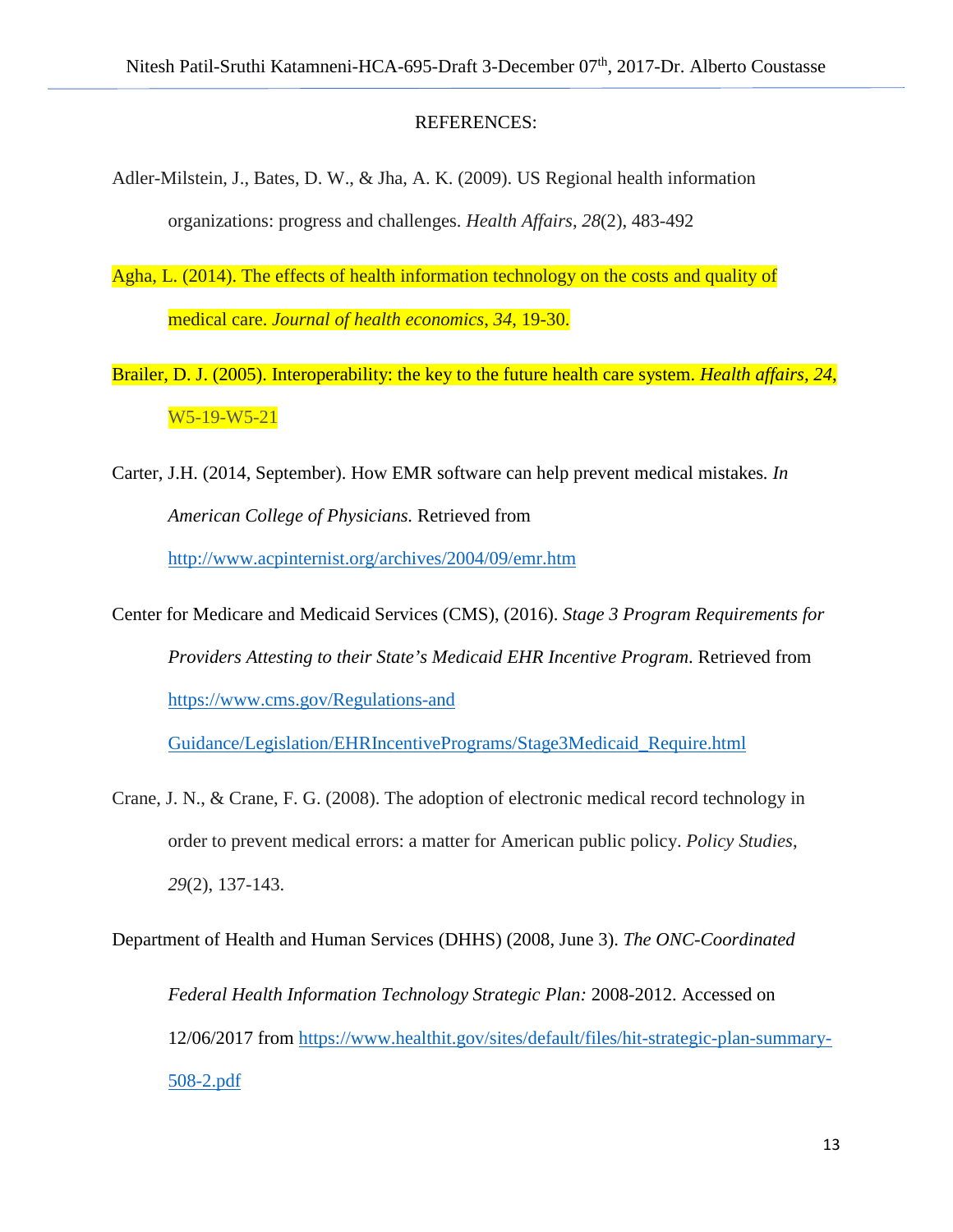REFERENCES:

Adler-Milstein, J., Bates, D. W., & Jha, A. K. (2009). US Regional health information organizations: progress and challenges. *Health Affairs*, *28*(2), 483-492

Agha, L. (2014). The effects of health information technology on the costs and quality of medical care. *Journal of health economics*, *34*, 19-30.

Brailer, D. J. (2005). Interoperability: the key to the future health care system. *Health affairs*, *24*, W5-19-W5-21

Carter, J.H. (2014, September). How EMR software can help prevent medical mistakes. *In American College of Physicians.* Retrieved from http://www.acpinternist.org/archives/2004/09/emr.htm

Center for Medicare and Medicaid Services (CMS), (2016). *Stage 3 Program Requirements for Providers Attesting to their State's Medicaid EHR Incentive Program*. Retrieved from https://www.cms.gov/Regulations-and Guidance/Legislation/EHRIncentivePrograms/Stage3Medicaid_Require.html

Crane, J. N., & Crane, F. G. (2008). The adoption of electronic medical record technology in order to prevent medical errors: a matter for American public policy. *Policy Studies*, *29*(2), 137-143.

Department of Health and Human Services (DHHS) (2008, June 3). *The ONC-Coordinated Federal Health Information Technology Strategic Plan:* 2008-2012. Accessed on 12/06/2017 from https://www.healthit.gov/sites/default/files/hit-strategic-plan-summary-508-2.pdf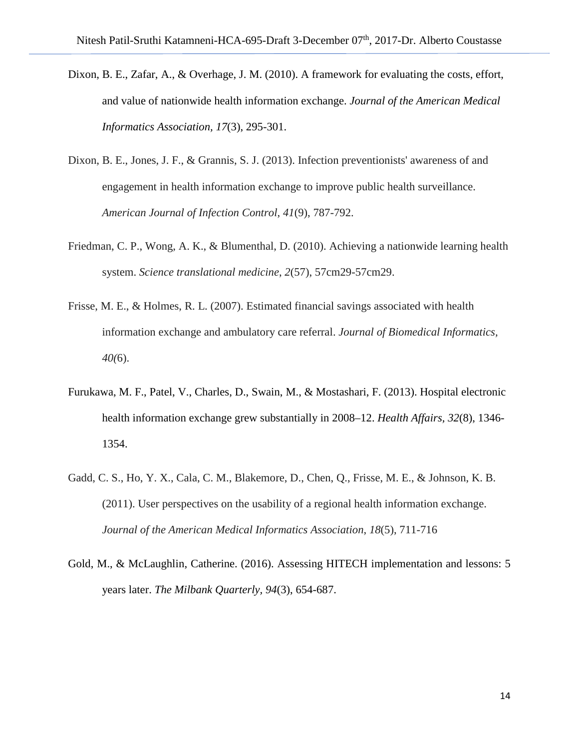Dixon, B. E., Zafar, A., & Overhage, J. M. (2010). A framework for evaluating the costs, effort, and value of nationwide health information exchange. *Journal of the American Medical Informatics Association, 17*(3), 295-301.

Dixon, B. E., Jones, J. F., & Grannis, S. J. (2013). Infection preventionists' awareness of and engagement in health information exchange to improve public health surveillance. *American Journal of Infection Control*, *41*(9), 787-792.

Friedman, C. P., Wong, A. K., & Blumenthal, D. (2010). Achieving a nationwide learning health system. *Science translational medicine*, *2*(57), 57cm29-57cm29.

Frisse, M. E., & Holmes, R. L. (2007). Estimated financial savings associated with health information exchange and ambulatory care referral. *Journal of Biomedical Informatics, 40(*6).

Furukawa, M. F., Patel, V., Charles, D., Swain, M., & Mostashari, F. (2013). Hospital electronic health information exchange grew substantially in 2008–12. *Health Affairs, 32*(8), 1346-1354.

Gadd, C. S., Ho, Y. X., Cala, C. M., Blakemore, D., Chen, Q., Frisse, M. E., & Johnson, K. B. (2011). User perspectives on the usability of a regional health information exchange. *Journal of the American Medical Informatics Association*, *18*(5), 711-716

Gold, M., & McLaughlin, Catherine. (2016). Assessing HITECH implementation and lessons: 5 years later. *The Milbank Quarterly*, *94*(3), 654-687.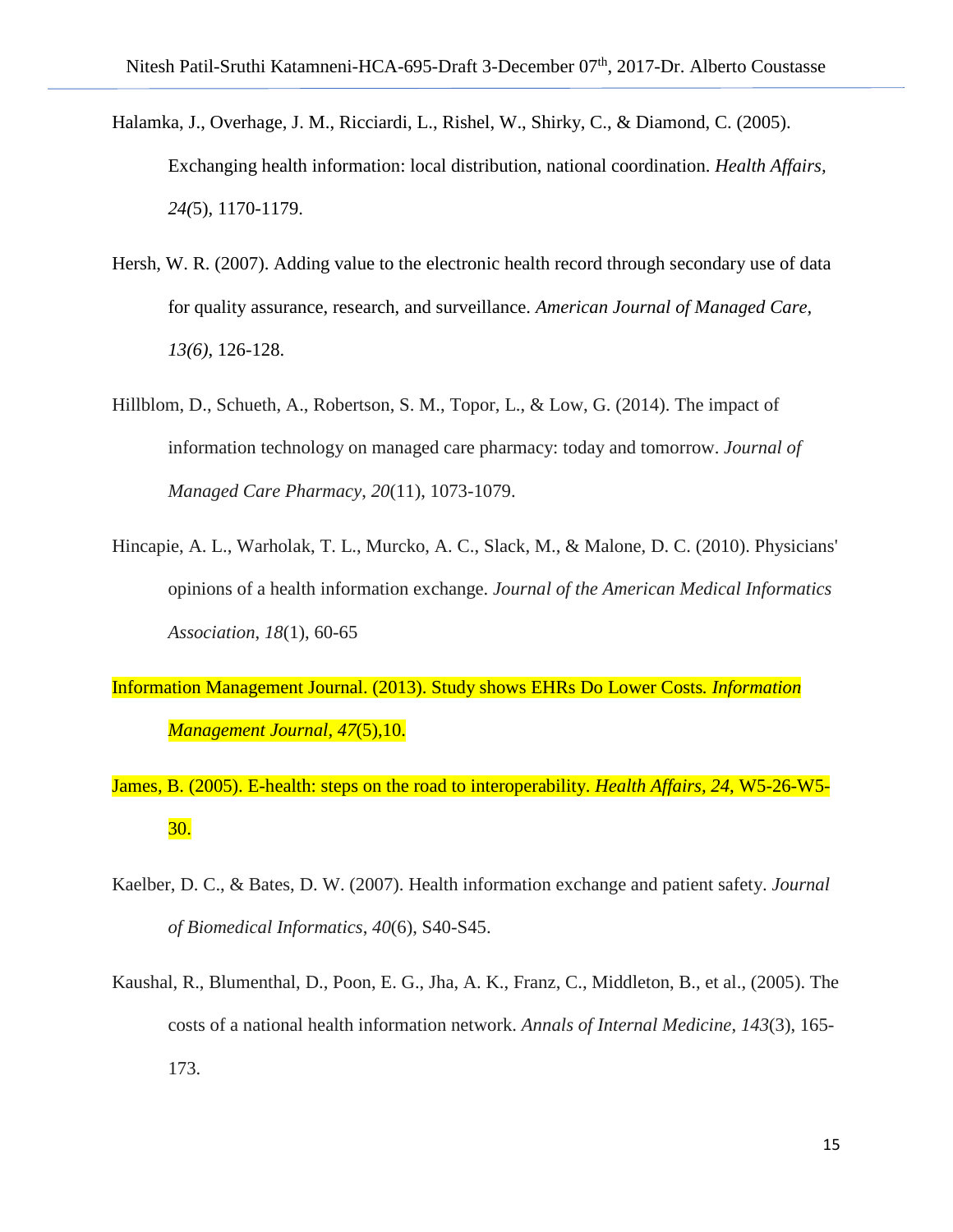Halamka, J., Overhage, J. M., Ricciardi, L., Rishel, W., Shirky, C., & Diamond, C. (2005). Exchanging health information: local distribution, national coordination. *Health Affairs, 24(*5), 1170-1179.

Hersh, W. R. (2007). Adding value to the electronic health record through secondary use of data for quality assurance, research, and surveillance. *American Journal of Managed Care, 13(6)*, 126-128.

Hillblom, D., Schueth, A., Robertson, S. M., Topor, L., & Low, G. (2014). The impact of information technology on managed care pharmacy: today and tomorrow. *Journal of Managed Care Pharmacy*, *20*(11), 1073-1079.

Hincapie, A. L., Warholak, T. L., Murcko, A. C., Slack, M., & Malone, D. C. (2010). Physicians' opinions of a health information exchange. *Journal of the American Medical Informatics Association*, *18*(1), 60-65

Information Management Journal. (2013). Study shows EHRs Do Lower Costs. *Information Management Journal*, *47*(5),10.

James, B. (2005). E-health: steps on the road to interoperability. *Health Affairs*, *24*, W5-26-W5-30.

Kaelber, D. C., & Bates, D. W. (2007). Health information exchange and patient safety. *Journal of Biomedical Informatics*, *40*(6), S40-S45.

Kaushal, R., Blumenthal, D., Poon, E. G., Jha, A. K., Franz, C., Middleton, B., et al., (2005). The costs of a national health information network. *Annals of Internal Medicine*, *143*(3), 165-173.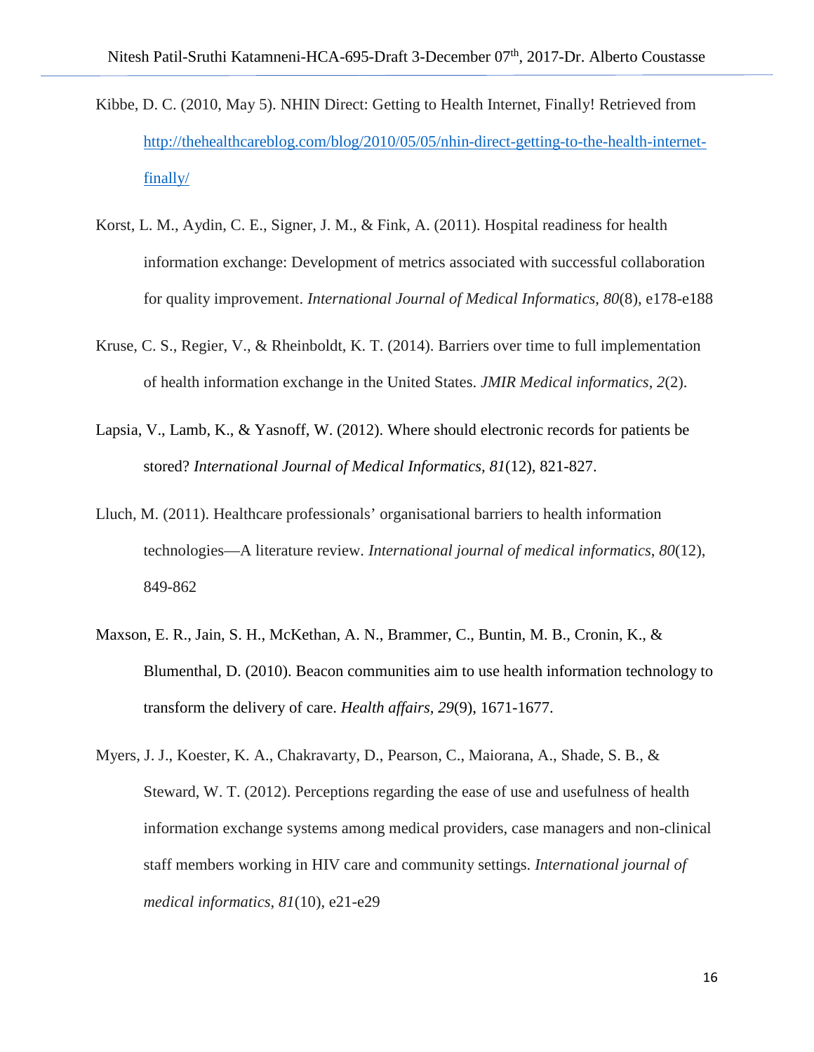Kibbe, D. C. (2010, May 5). NHIN Direct: Getting to Health Internet, Finally! Retrieved from [http://thehealthcareblog.com/blog/2010/05/05/nhin-direct-getting-to-the-health-internet-finally/](http://thehealthcareblog.com/blog/2010/05/05/nhin-direct-getting-to-the-health-internet-finally/)

Korst, L. M., Aydin, C. E., Signer, J. M., & Fink, A. (2011). Hospital readiness for health information exchange: Development of metrics associated with successful collaboration for quality improvement. *International Journal of Medical Informatics*, *80*(8), e178-e188

Kruse, C. S., Regier, V., & Rheinboldt, K. T. (2014). Barriers over time to full implementation of health information exchange in the United States. *JMIR Medical informatics*, *2*(2).

Lapsia, V., Lamb, K., & Yasnoff, W. (2012). Where should electronic records for patients be stored? *International Journal of Medical Informatics, 81*(12), 821-827.

Lluch, M. (2011). Healthcare professionals' organisational barriers to health information technologies—A literature review. *International journal of medical informatics*, *80*(12), 849-862

Maxson, E. R., Jain, S. H., McKethan, A. N., Brammer, C., Buntin, M. B., Cronin, K., & Blumenthal, D. (2010). Beacon communities aim to use health information technology to transform the delivery of care. *Health affairs*, *29*(9), 1671-1677.

Myers, J. J., Koester, K. A., Chakravarty, D., Pearson, C., Maiorana, A., Shade, S. B., & Steward, W. T. (2012). Perceptions regarding the ease of use and usefulness of health information exchange systems among medical providers, case managers and non-clinical staff members working in HIV care and community settings. *International journal of medical informatics*, *81*(10), e21-e29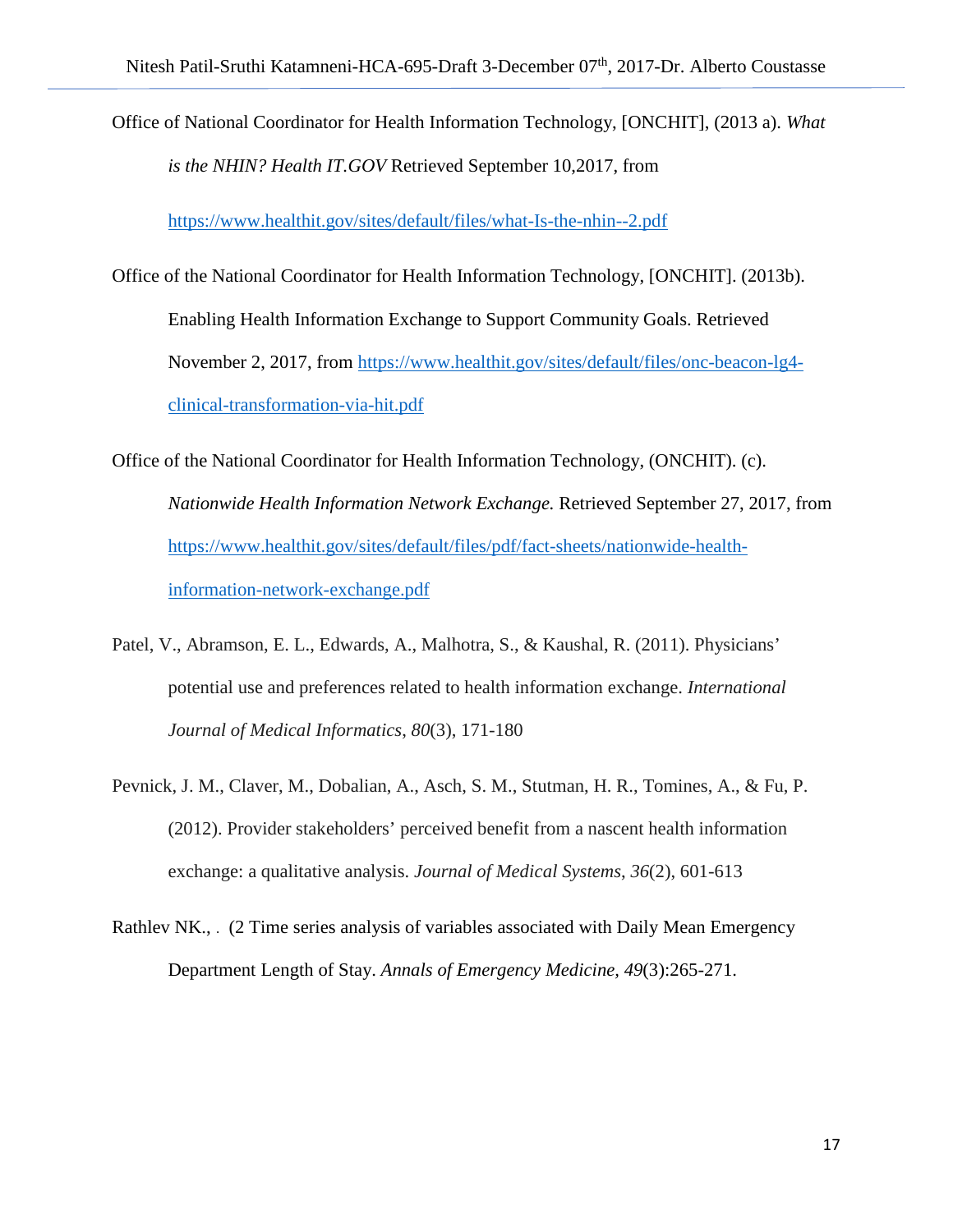Office of National Coordinator for Health Information Technology, [ONCHIT], (2013 a). *What is the NHIN? Health IT.GOV* Retrieved September 10,2017, from https://www.healthit.gov/sites/default/files/what-Is-the-nhin--2.pdf

Office of the National Coordinator for Health Information Technology, [ONCHIT]. (2013b). Enabling Health Information Exchange to Support Community Goals. Retrieved November 2, 2017, from https://www.healthit.gov/sites/default/files/onc-beacon-lg4-clinical-transformation-via-hit.pdf

Office of the National Coordinator for Health Information Technology, (ONCHIT). (c). *Nationwide Health Information Network Exchange.* Retrieved September 27, 2017, from https://www.healthit.gov/sites/default/files/pdf/fact-sheets/nationwide-health-information-network-exchange.pdf

Patel, V., Abramson, E. L., Edwards, A., Malhotra, S., & Kaushal, R. (2011). Physicians' potential use and preferences related to health information exchange. *International Journal of Medical Informatics, 80*(3), 171-180

Pevnick, J. M., Claver, M., Dobalian, A., Asch, S. M., Stutman, H. R., Tomines, A., & Fu, P. (2012). Provider stakeholders' perceived benefit from a nascent health information exchange: a qualitative analysis. *Journal of Medical Systems*, *36*(2), 601-613

Rathlev NK., . (2 Time series analysis of variables associated with Daily Mean Emergency Department Length of Stay. *Annals of Emergency Medicine*, *49*(3):265-271.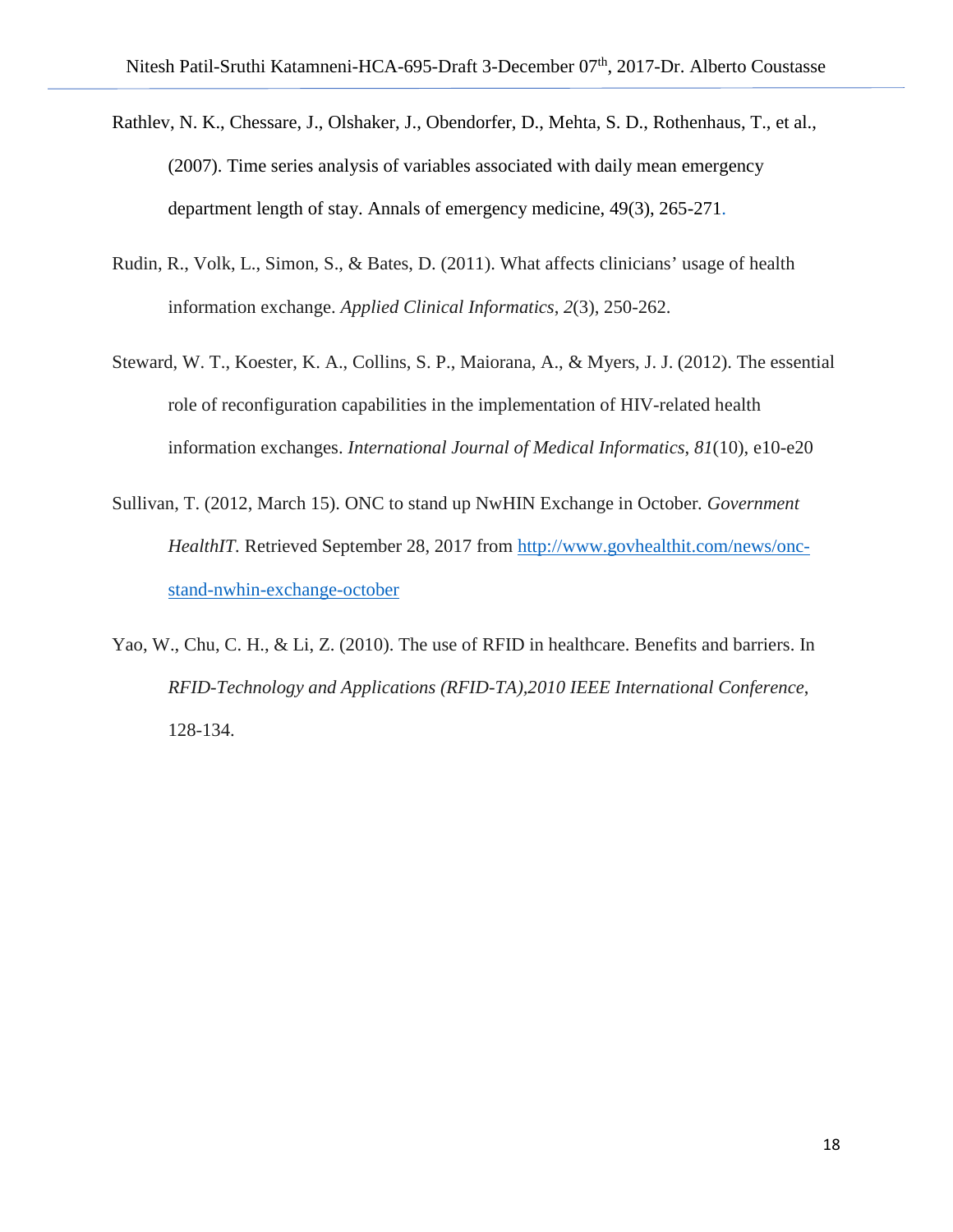Rathlev, N. K., Chessare, J., Olshaker, J., Obendorfer, D., Mehta, S. D., Rothenhaus, T., et al., (2007). Time series analysis of variables associated with daily mean emergency department length of stay. Annals of emergency medicine, 49(3), 265-271.

Rudin, R., Volk, L., Simon, S., & Bates, D. (2011). What affects clinicians' usage of health information exchange. *Applied Clinical Informatics*, *2*(3), 250-262.

Steward, W. T., Koester, K. A., Collins, S. P., Maiorana, A., & Myers, J. J. (2012). The essential role of reconfiguration capabilities in the implementation of HIV-related health information exchanges. *International Journal of Medical Informatics*, *81*(10), e10-e20

Sullivan, T. (2012, March 15). ONC to stand up NwHIN Exchange in October. *Government HealthIT.* Retrieved September 28, 2017 from http://www.govhealthit.com/news/onc-stand-nwhin-exchange-october

Yao, W., Chu, C. H., & Li, Z. (2010). The use of RFID in healthcare. Benefits and barriers. In *RFID-Technology and Applications (RFID-TA),2010 IEEE International Conference*, 128-134.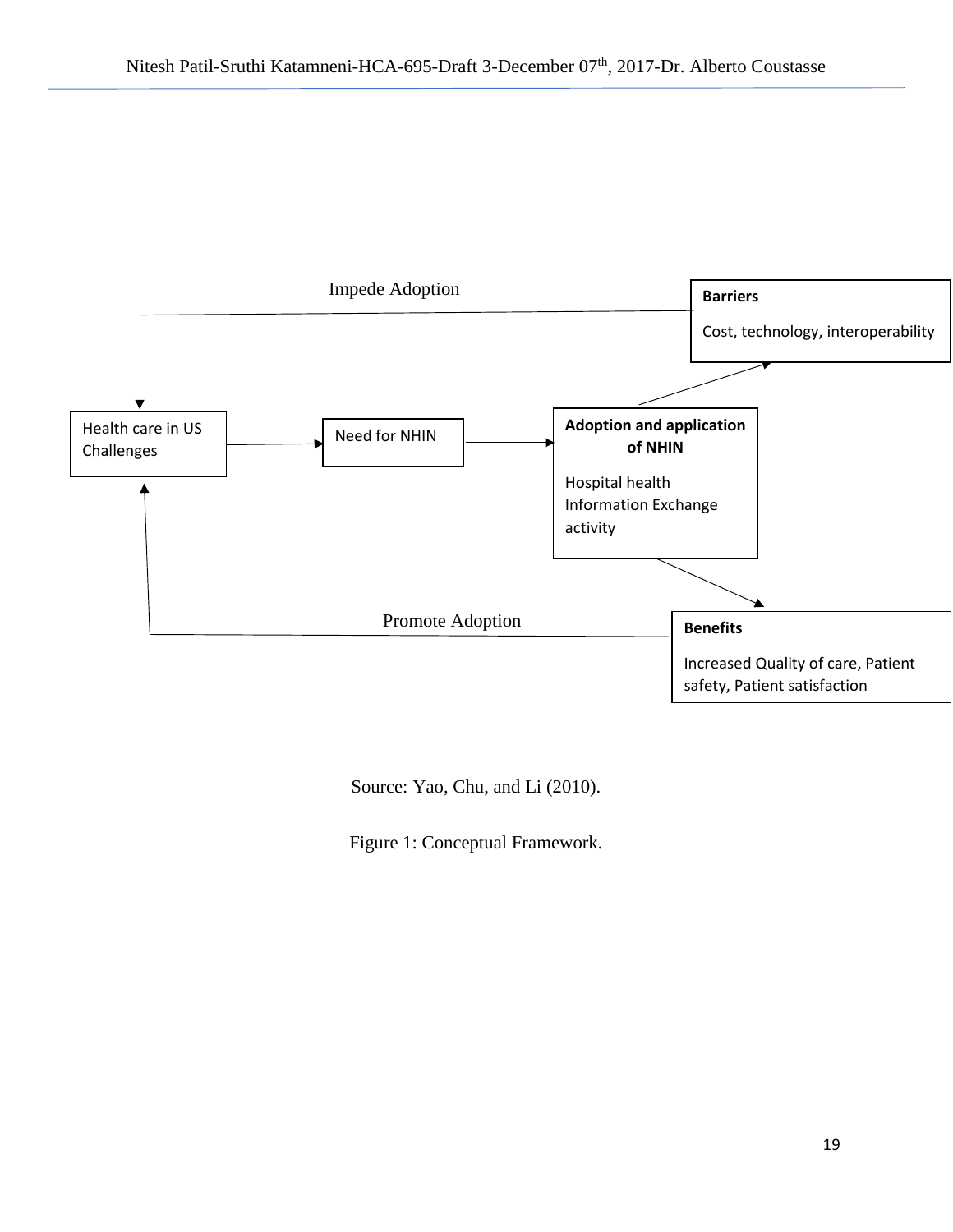Impede Adoption

**Barriers**

Cost, technology, interoperability

Health care in US Challenges

Need for NHIN

**Adoption and application of NHIN**

Hospital health Information Exchange activity

Promote Adoption

**Benefits**

Increased Quality of care, Patient safety, Patient satisfaction

Source: Yao, Chu, and Li (2010).

Figure 1: Conceptual Framework.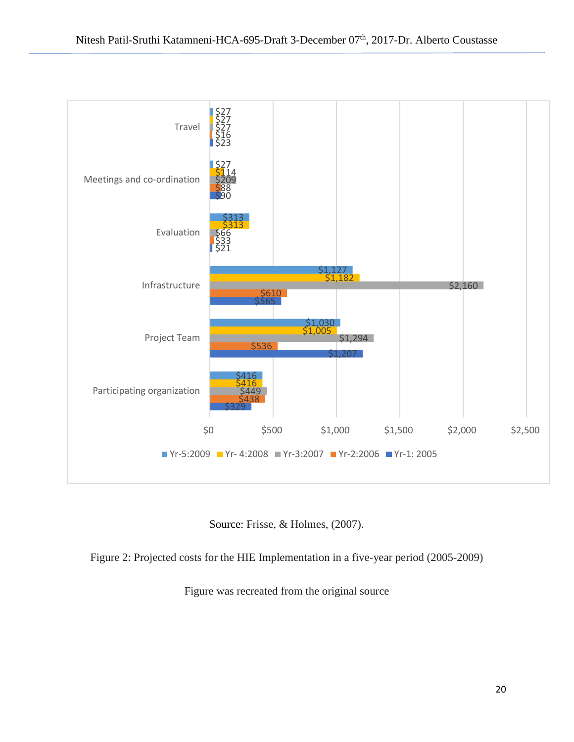| | Yr-5:2009 | Yr- 4:2008 | Yr-3:2007 | Yr-2:2006 | Yr-1: 2005 |
|---|---|---|---|---|---|
| Travel | $27 | $27 | $27 | $16 | $23 |
| Meetings and co-ordination | $27 | $114 | $209 | $88 | $90 |
| Evaluation | $313 | $313 | $66 | $33 | $21 |
| Infrastructure | $1,127 | $1,182 | $2,160 | $610 | $565 |
| Project Team | $1,030 | $1,005 | $1,294 | $536 | $1,207 |
| Participating organization | $416 | $416 | $449 | $438 | $329 |

Source: Frisse, & Holmes, (2007).

Figure 2: Projected costs for the HIE Implementation in a five-year period (2005-2009)

Figure was recreated from the original source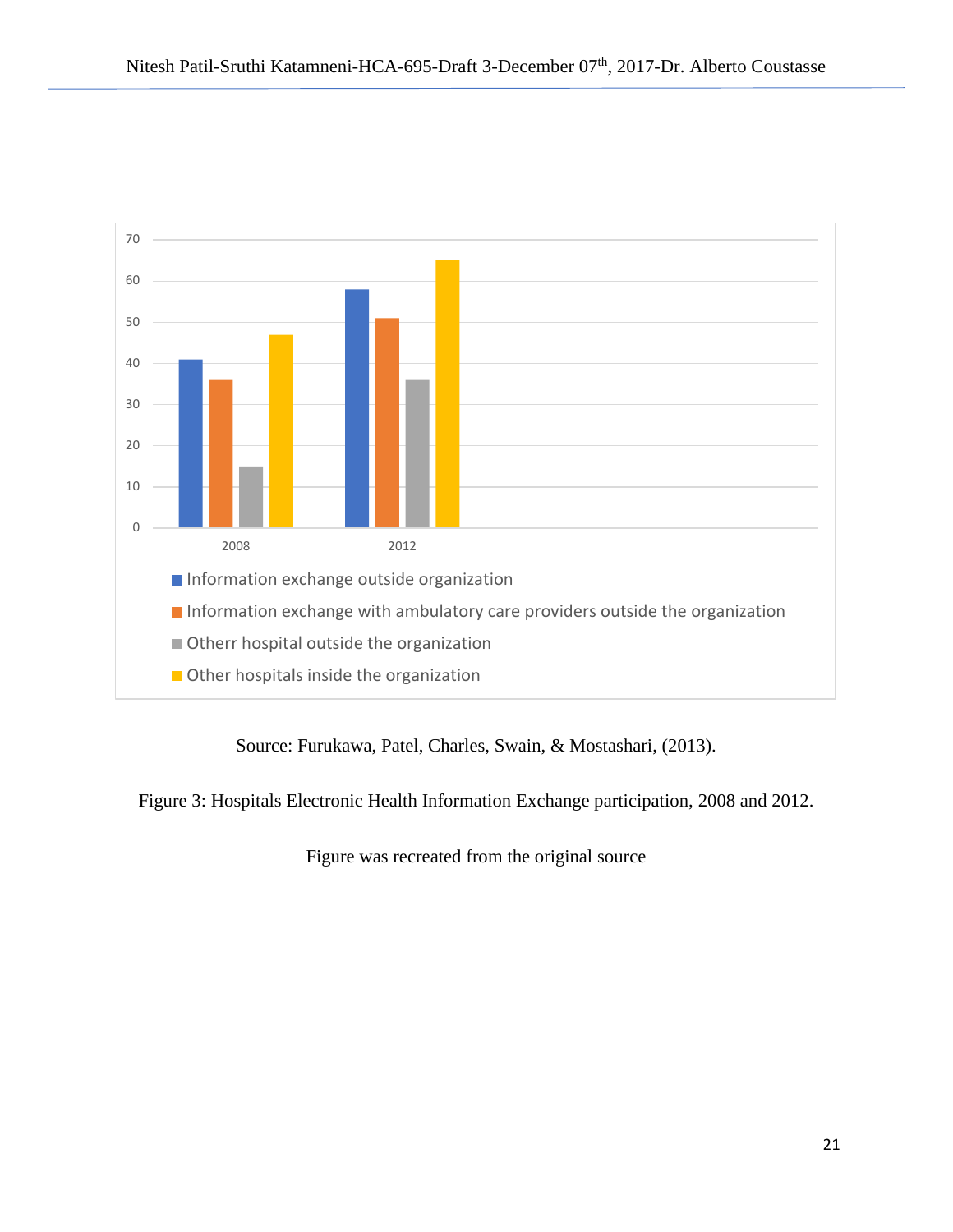| | Information exchange outside organization | Information exchange with ambulatory care providers outside the organization | Otherr hospital outside the organization | Other hospitals inside the organization |
|---|---|---|---|---|
| 2008 | 41 | 36 | 15 | 47 |
| 2012 | 58 | 51 | 36 | 65 |

Source: Furukawa, Patel, Charles, Swain, & Mostashari, (2013).

Figure 3: Hospitals Electronic Health Information Exchange participation, 2008 and 2012.

Figure was recreated from the original source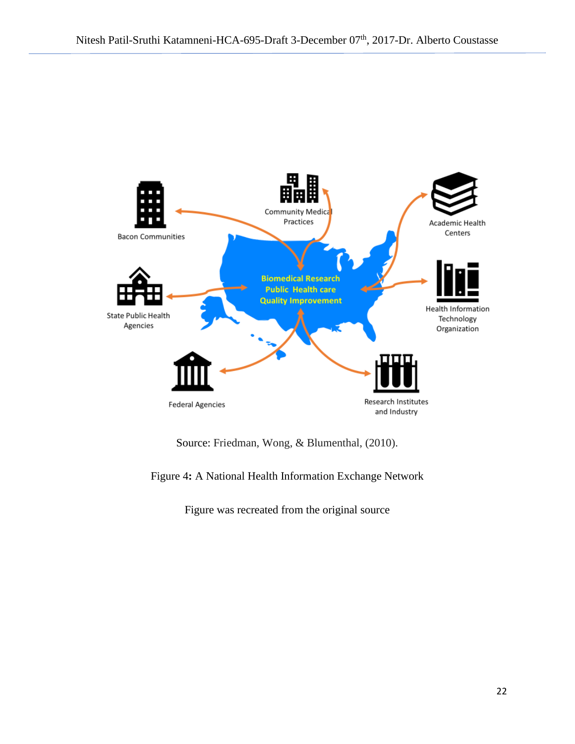Source: Friedman, Wong, & Blumenthal, (2010).

Figure 4**:** A National Health Information Exchange Network

Figure was recreated from the original source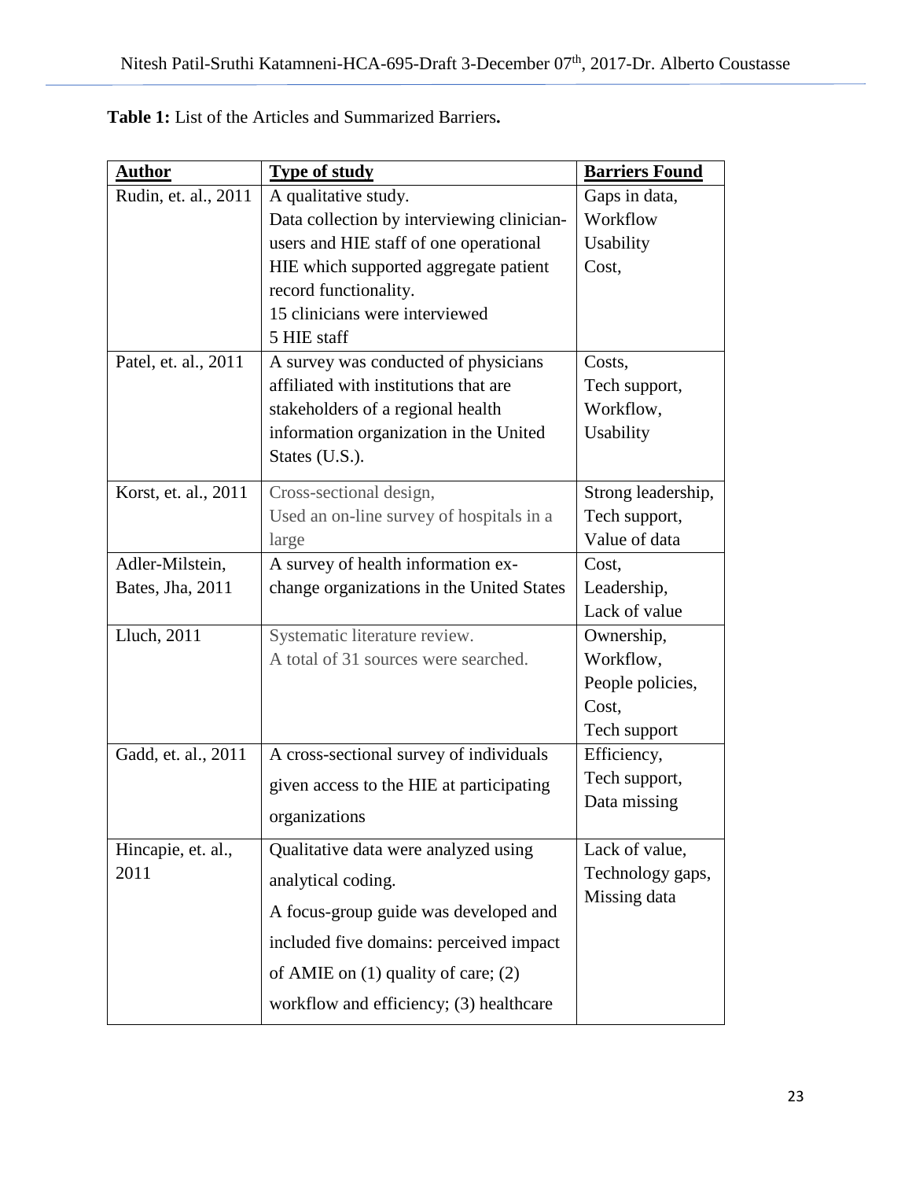**Table 1:** List of the Articles and Summarized Barriers**.**

| Author | Type of study | Barriers Found |
|---|---|---|
| Rudin, et. al., 2011 | A qualitative study. Data collection by interviewing clinician-users and HIE staff of one operational HIE which supported aggregate patient record functionality. 15 clinicians were interviewed 5 HIE staff | Gaps in data, Workflow Usability Cost, |
| Patel, et. al., 2011 | A survey was conducted of physicians affiliated with institutions that are stakeholders of a regional health information organization in the United States (U.S.). | Costs, Tech support, Workflow, Usability |
| Korst, et. al., 2011 | Cross-sectional design, Used an on-line survey of hospitals in a large | Strong leadership, Tech support, Value of data |
| Adler-Milstein, Bates, Jha, 2011 | A survey of health information ex-change organizations in the United States | Cost, Leadership, Lack of value |
| Lluch, 2011 | Systematic literature review. A total of 31 sources were searched. | Ownership, Workflow, People policies, Cost, Tech support |
| Gadd, et. al., 2011 | A cross-sectional survey of individuals given access to the HIE at participating organizations | Efficiency, Tech support, Data missing |
| Hincapie, et. al., 2011 | Qualitative data were analyzed using analytical coding. A focus-group guide was developed and included five domains: perceived impact of AMIE on (1) quality of care; (2) workflow and efficiency; (3) healthcare | Lack of value, Technology gaps, Missing data |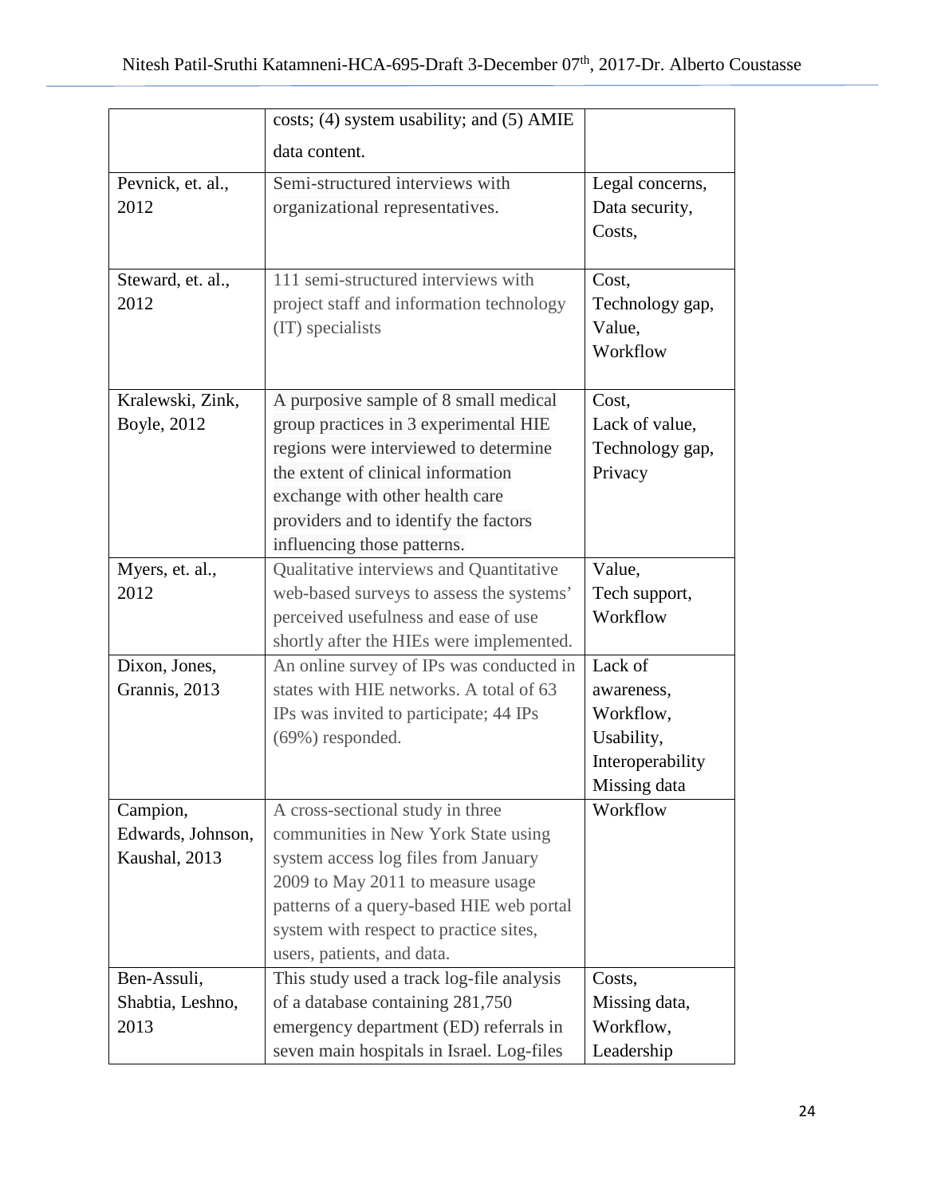| | | |
|---|---|---|
| | costs; (4) system usability; and (5) AMIE data content. | |
| Pevnick, et. al., 2012 | Semi-structured interviews with organizational representatives. | Legal concerns, Data security, Costs, |
| Steward, et. al., 2012 | 111 semi-structured interviews with project staff and information technology (IT) specialists | Cost, Technology gap, Value, Workflow |
| Kralewski, Zink, Boyle, 2012 | A purposive sample of 8 small medical group practices in 3 experimental HIE regions were interviewed to determine the extent of clinical information exchange with other health care providers and to identify the factors influencing those patterns. | Cost, Lack of value, Technology gap, Privacy |
| Myers, et. al., 2012 | Qualitative interviews and Quantitative web-based surveys to assess the systems' perceived usefulness and ease of use shortly after the HIEs were implemented. | Value, Tech support, Workflow |
| Dixon, Jones, Grannis, 2013 | An online survey of IPs was conducted in states with HIE networks. A total of 63 IPs was invited to participate; 44 IPs (69%) responded. | Lack of awareness, Workflow, Usability, Interoperability Missing data |
| Campion, Edwards, Johnson, Kaushal, 2013 | A cross-sectional study in three communities in New York State using system access log files from January 2009 to May 2011 to measure usage patterns of a query-based HIE web portal system with respect to practice sites, users, patients, and data. | Workflow |
| Ben-Assuli, Shabtia, Leshno, 2013 | This study used a track log-file analysis of a database containing 281,750 emergency department (ED) referrals in seven main hospitals in Israel. Log-files | Costs, Missing data, Workflow, Leadership |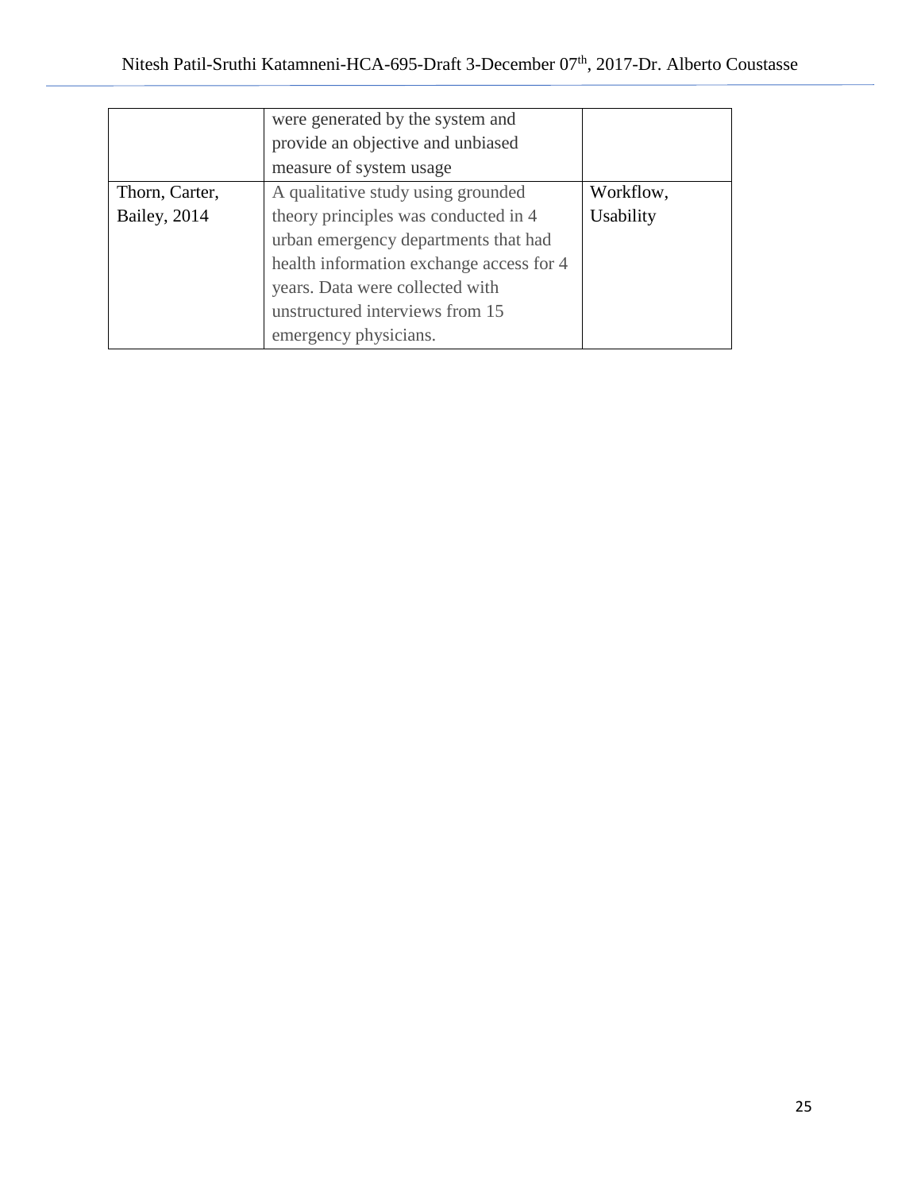| | | |
|---|---|---|
| | were generated by the system and provide an objective and unbiased measure of system usage | |
| Thorn, Carter, Bailey, 2014 | A qualitative study using grounded theory principles was conducted in 4 urban emergency departments that had health information exchange access for 4 years. Data were collected with unstructured interviews from 15 emergency physicians. | Workflow, Usability |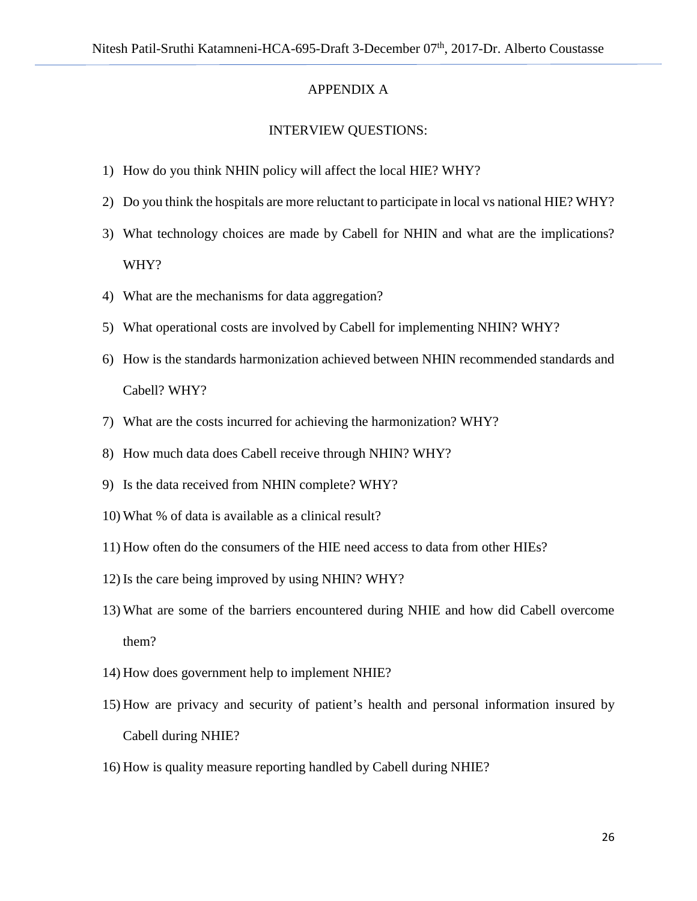# APPENDIX A

## INTERVIEW QUESTIONS:

1) How do you think NHIN policy will affect the local HIE? WHY?
2) Do you think the hospitals are more reluctant to participate in local vs national HIE? WHY?
3) What technology choices are made by Cabell for NHIN and what are the implications? WHY?
4) What are the mechanisms for data aggregation?
5) What operational costs are involved by Cabell for implementing NHIN? WHY?
6) How is the standards harmonization achieved between NHIN recommended standards and Cabell? WHY?
7) What are the costs incurred for achieving the harmonization? WHY?
8) How much data does Cabell receive through NHIN? WHY?
9) Is the data received from NHIN complete? WHY?
10) What % of data is available as a clinical result?
11) How often do the consumers of the HIE need access to data from other HIEs?
12) Is the care being improved by using NHIN? WHY?
13) What are some of the barriers encountered during NHIE and how did Cabell overcome them?
14) How does government help to implement NHIE?
15) How are privacy and security of patient's health and personal information insured by Cabell during NHIE?
16) How is quality measure reporting handled by Cabell during NHIE?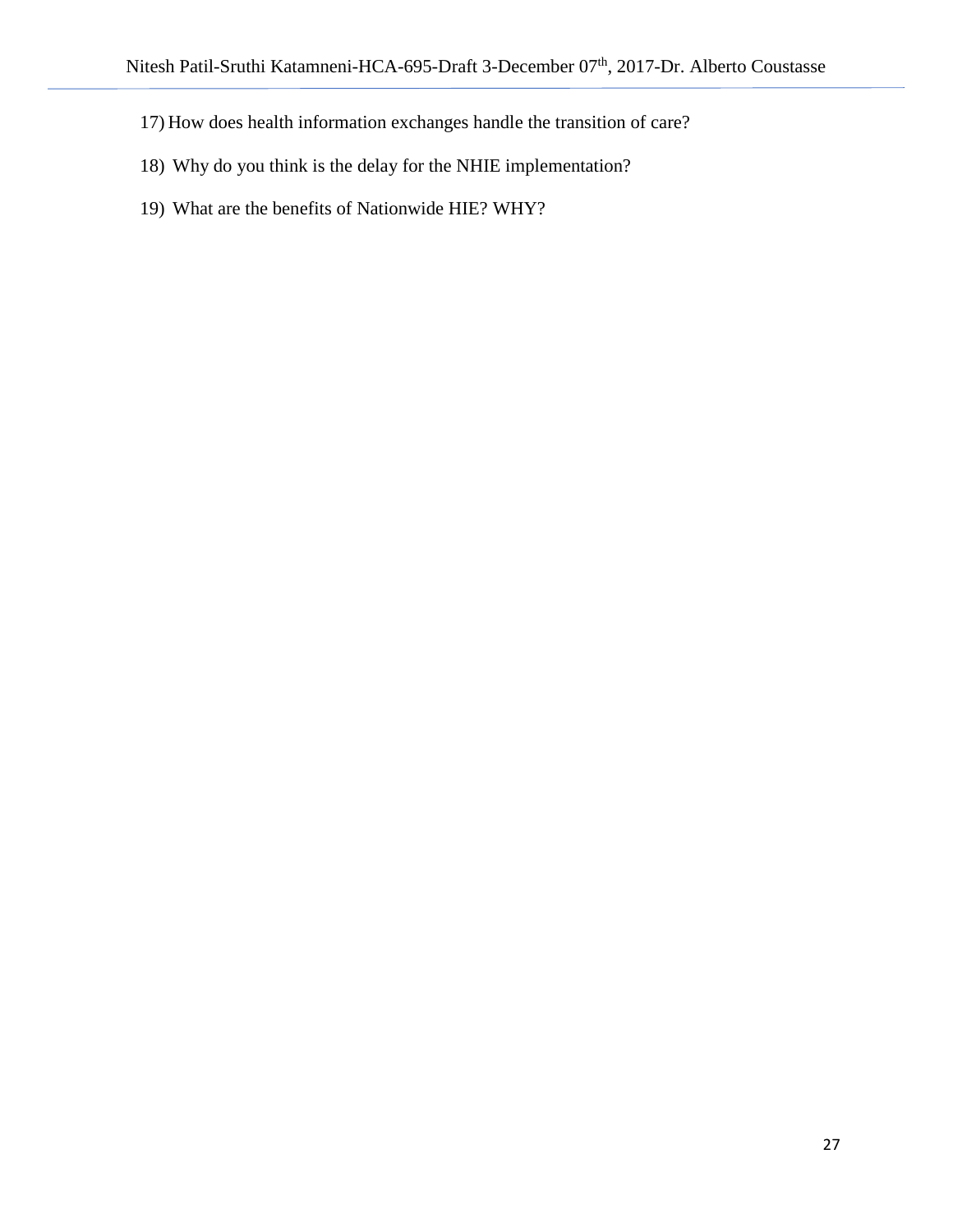17) How does health information exchanges handle the transition of care?

18) Why do you think is the delay for the NHIE implementation?

19) What are the benefits of Nationwide HIE? WHY?